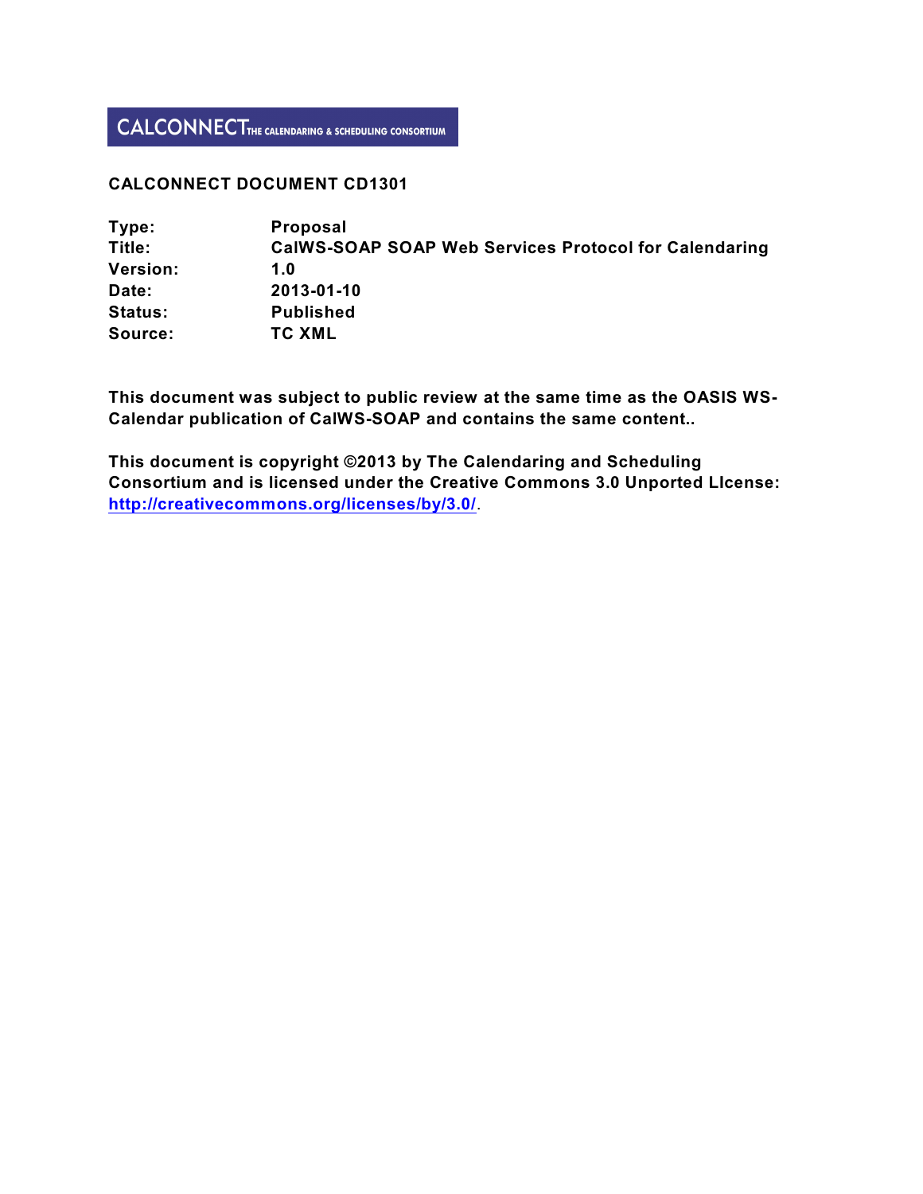CALCONNECT THE CALENDARING & SCHEDULING CONSORTIUM

**CALCONNECT DOCUMENT CD1301**

| | |
|---|---|
| **Type:** | **Proposal** |
| **Title:** | **CalWS-SOAP SOAP Web Services Protocol for Calendaring** |
| **Version:** | **1.0** |
| **Date:** | **2013-01-10** |
| **Status:** | **Published** |
| **Source:** | **TC XML** |

**This document was subject to public review at the same time as the OASIS WS-Calendar publication of CalWS-SOAP and contains the same content..**

**This document is copyright ©2013 by The Calendaring and Scheduling Consortium and is licensed under the Creative Commons 3.0 Unported LIcense: [http://creativecommons.org/licenses/by/3.0/](http://creativecommons.org/licenses/by/3.0/).**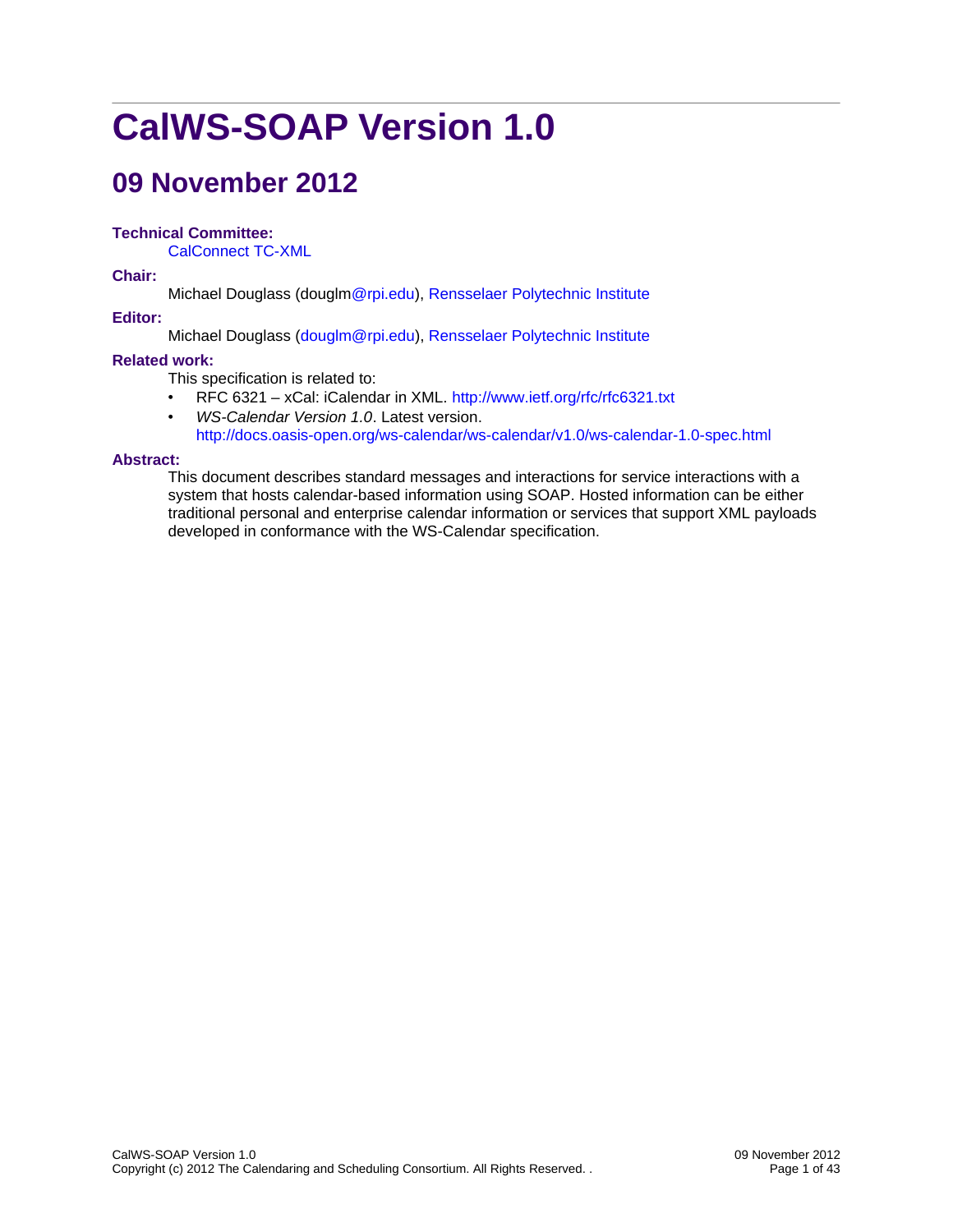# CalWS-SOAP Version 1.0

## 09 November 2012

**Technical Committee:**

CalConnect TC-XML

**Chair:**

Michael Douglass (douglm@rpi.edu), Rensselaer Polytechnic Institute

**Editor:**

Michael Douglass (douglm@rpi.edu), Rensselaer Polytechnic Institute

**Related work:**

This specification is related to:

- RFC 6321 – xCal: iCalendar in XML. http://www.ietf.org/rfc/rfc6321.txt
- *WS-Calendar Version 1.0*. Latest version. http://docs.oasis-open.org/ws-calendar/ws-calendar/v1.0/ws-calendar-1.0-spec.html

**Abstract:**

This document describes standard messages and interactions for service interactions with a system that hosts calendar-based information using SOAP. Hosted information can be either traditional personal and enterprise calendar information or services that support XML payloads developed in conformance with the WS-Calendar specification.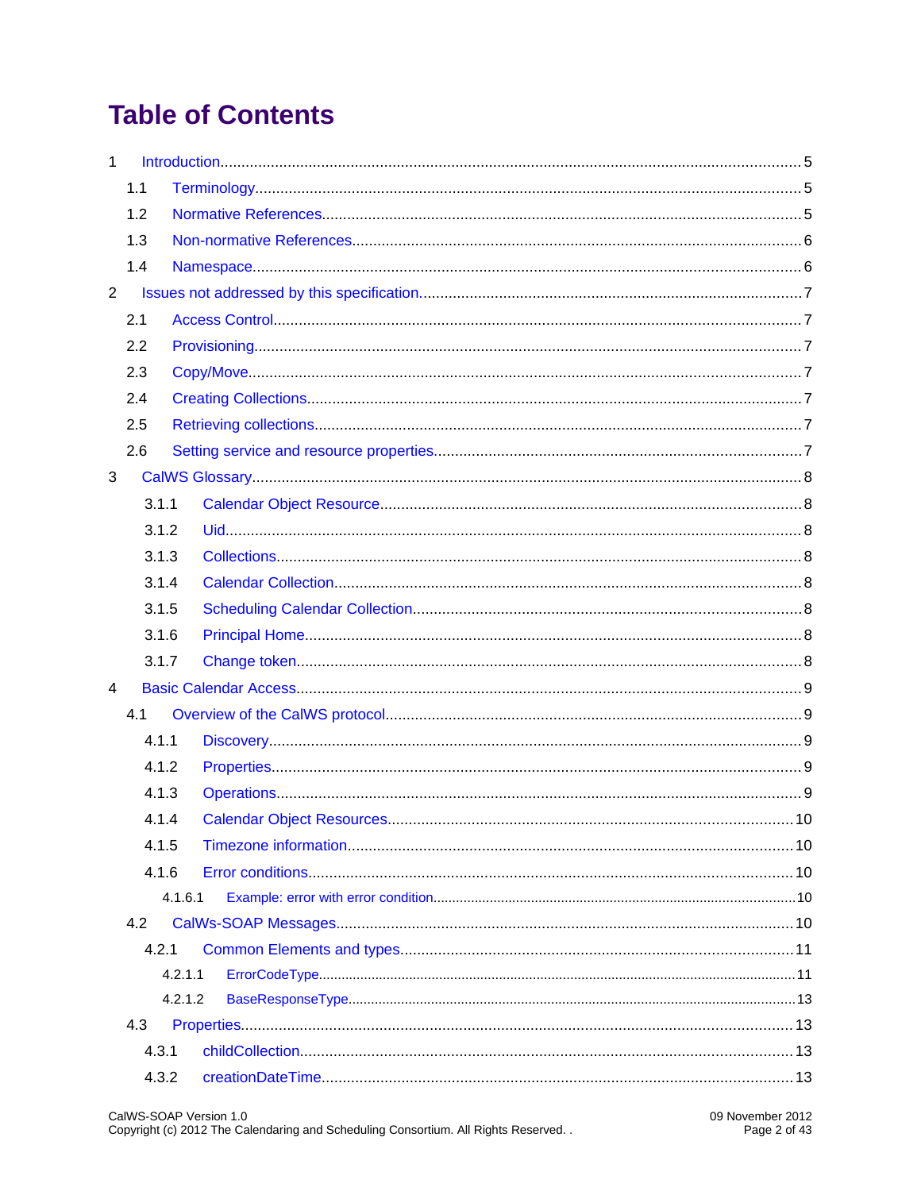# Table of Contents

1 Introduction ..... 5
- 1.1 Terminology ..... 5
- 1.2 Normative References ..... 5
- 1.3 Non-normative References ..... 6
- 1.4 Namespace ..... 6

2 Issues not addressed by this specification ..... 7
- 2.1 Access Control ..... 7
- 2.2 Provisioning ..... 7
- 2.3 Copy/Move ..... 7
- 2.4 Creating Collections ..... 7
- 2.5 Retrieving collections ..... 7
- 2.6 Setting service and resource properties ..... 7

3 CalWS Glossary ..... 8
- 3.1.1 Calendar Object Resource ..... 8
- 3.1.2 Uid ..... 8
- 3.1.3 Collections ..... 8
- 3.1.4 Calendar Collection ..... 8
- 3.1.5 Scheduling Calendar Collection ..... 8
- 3.1.6 Principal Home ..... 8
- 3.1.7 Change token ..... 8

4 Basic Calendar Access ..... 9
- 4.1 Overview of the CalWS protocol ..... 9
  - 4.1.1 Discovery ..... 9
  - 4.1.2 Properties ..... 9
  - 4.1.3 Operations ..... 9
  - 4.1.4 Calendar Object Resources ..... 10
  - 4.1.5 Timezone information ..... 10
  - 4.1.6 Error conditions ..... 10
    - 4.1.6.1 Example: error with error condition ..... 10
- 4.2 CalWs-SOAP Messages ..... 10
  - 4.2.1 Common Elements and types ..... 11
    - 4.2.1.1 ErrorCodeType ..... 11
    - 4.2.1.2 BaseResponseType ..... 13
- 4.3 Properties ..... 13
  - 4.3.1 childCollection ..... 13
  - 4.3.2 creationDateTime ..... 13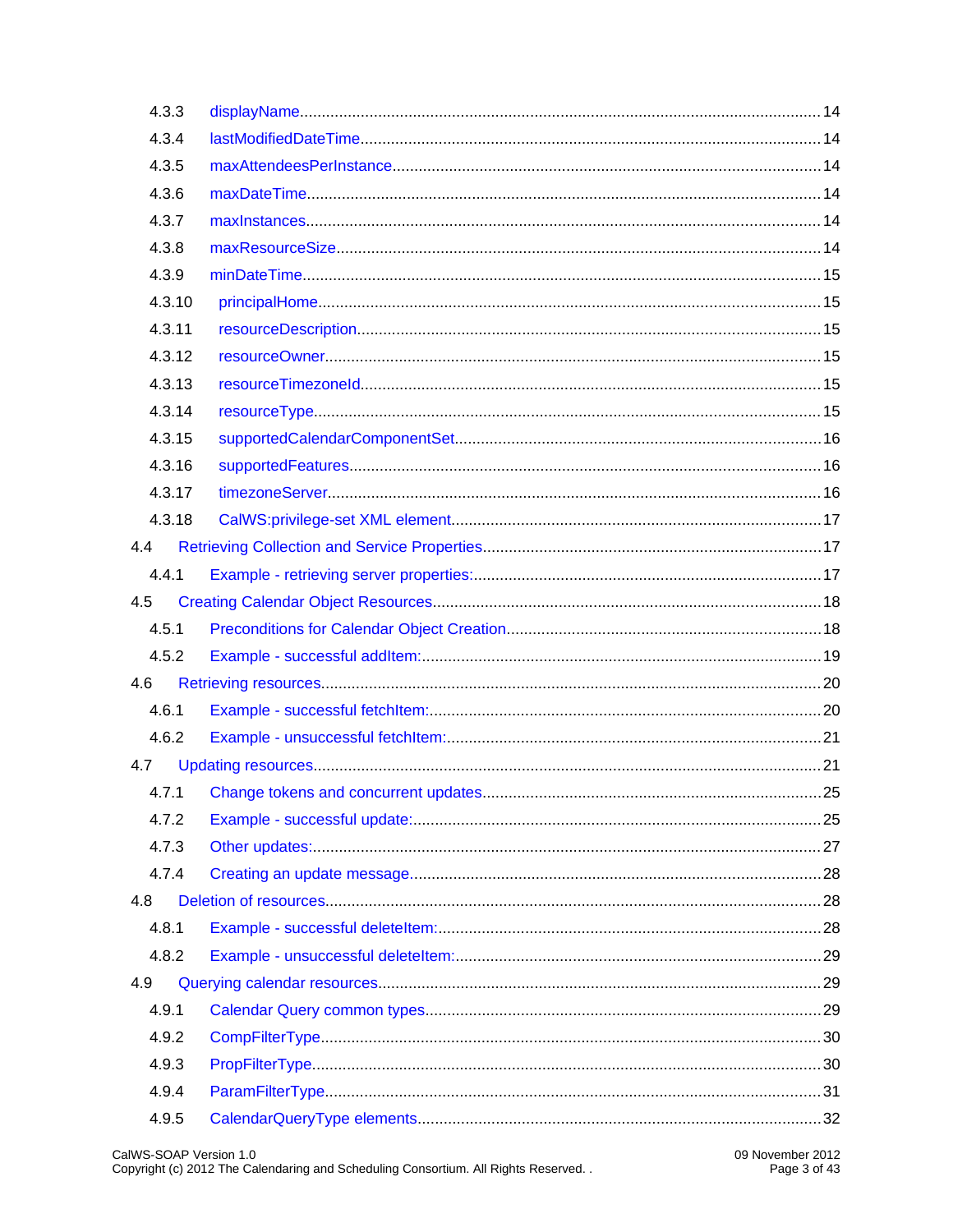4.3.3 displayName ..... 14
4.3.4 lastModifiedDateTime ..... 14
4.3.5 maxAttendeesPerInstance ..... 14
4.3.6 maxDateTime ..... 14
4.3.7 maxInstances ..... 14
4.3.8 maxResourceSize ..... 14
4.3.9 minDateTime ..... 15
4.3.10 principalHome ..... 15
4.3.11 resourceDescription ..... 15
4.3.12 resourceOwner ..... 15
4.3.13 resourceTimezoneId ..... 15
4.3.14 resourceType ..... 15
4.3.15 supportedCalendarComponentSet ..... 16
4.3.16 supportedFeatures ..... 16
4.3.17 timezoneServer ..... 16
4.3.18 CalWS:privilege-set XML element ..... 17

4.4 Retrieving Collection and Service Properties ..... 17
4.4.1 Example - retrieving server properties: ..... 17

4.5 Creating Calendar Object Resources ..... 18
4.5.1 Preconditions for Calendar Object Creation ..... 18
4.5.2 Example - successful addItem: ..... 19

4.6 Retrieving resources ..... 20
4.6.1 Example - successful fetchItem: ..... 20
4.6.2 Example - unsuccessful fetchItem: ..... 21

4.7 Updating resources ..... 21
4.7.1 Change tokens and concurrent updates ..... 25
4.7.2 Example - successful update: ..... 25
4.7.3 Other updates: ..... 27
4.7.4 Creating an update message ..... 28

4.8 Deletion of resources ..... 28
4.8.1 Example - successful deleteItem: ..... 28
4.8.2 Example - unsuccessful deleteItem: ..... 29

4.9 Querying calendar resources ..... 29
4.9.1 Calendar Query common types ..... 29
4.9.2 CompFilterType ..... 30
4.9.3 PropFilterType ..... 30
4.9.4 ParamFilterType ..... 31
4.9.5 CalendarQueryType elements ..... 32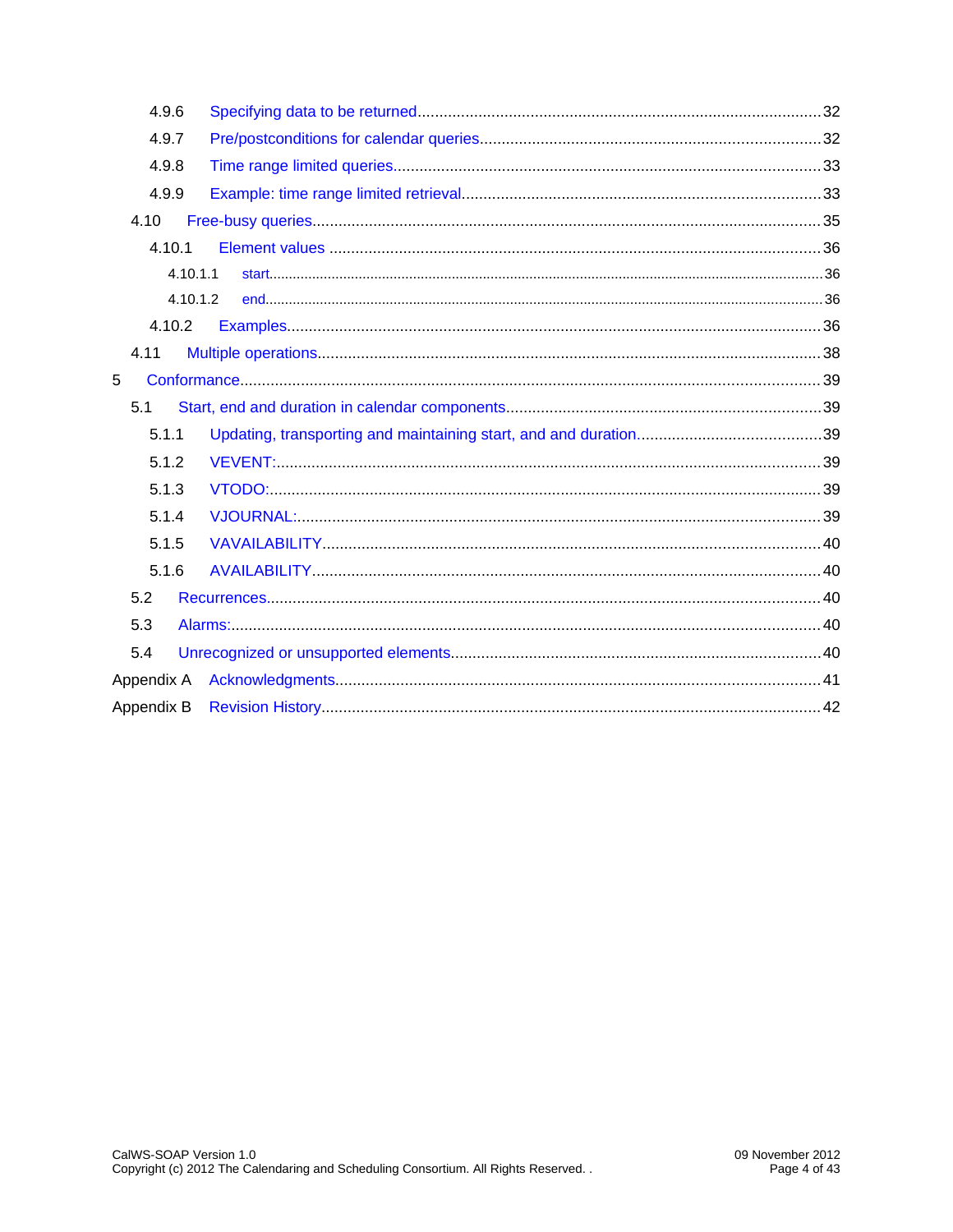4.9.6 Specifying data to be returned ... 32
4.9.7 Pre/postconditions for calendar queries ... 32
4.9.8 Time range limited queries ... 33
4.9.9 Example: time range limited retrieval ... 33
4.10 Free-busy queries ... 35
4.10.1 Element values ... 36
4.10.1.1 start ... 36
4.10.1.2 end ... 36
4.10.2 Examples ... 36
4.11 Multiple operations ... 38
5 Conformance ... 39
5.1 Start, end and duration in calendar components ... 39
5.1.1 Updating, transporting and maintaining start, and and duration ... 39
5.1.2 VEVENT: ... 39
5.1.3 VTODO: ... 39
5.1.4 VJOURNAL: ... 39
5.1.5 VAVAILABILITY ... 40
5.1.6 AVAILABILITY ... 40
5.2 Recurrences ... 40
5.3 Alarms: ... 40
5.4 Unrecognized or unsupported elements ... 40
Appendix A Acknowledgments ... 41
Appendix B Revision History ... 42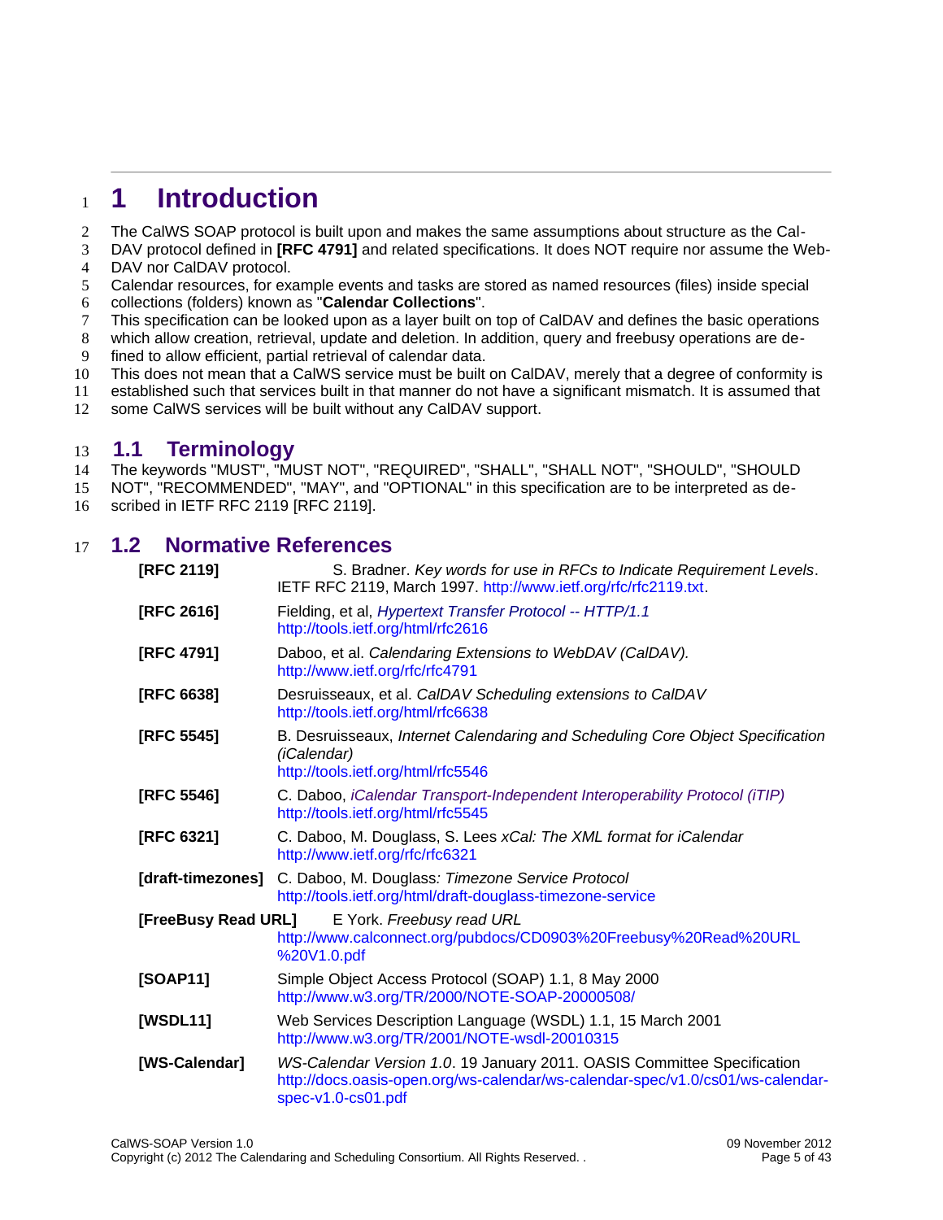# 1 Introduction

The CalWS SOAP protocol is built upon and makes the same assumptions about structure as the CalDAV protocol defined in **[RFC 4791]** and related specifications. It does NOT require nor assume the WebDAV nor CalDAV protocol.

Calendar resources, for example events and tasks are stored as named resources (files) inside special collections (folders) known as "**Calendar Collections**".

This specification can be looked upon as a layer built on top of CalDAV and defines the basic operations which allow creation, retrieval, update and deletion. In addition, query and freebusy operations are defined to allow efficient, partial retrieval of calendar data.

This does not mean that a CalWS service must be built on CalDAV, merely that a degree of conformity is established such that services built in that manner do not have a significant mismatch. It is assumed that some CalWS services will be built without any CalDAV support.

## 1.1 Terminology

The keywords "MUST", "MUST NOT", "REQUIRED", "SHALL", "SHALL NOT", "SHOULD", "SHOULD NOT", "RECOMMENDED", "MAY", and "OPTIONAL" in this specification are to be interpreted as described in IETF RFC 2119 [RFC 2119].

## 1.2 Normative References

**[RFC 2119]** S. Bradner. *Key words for use in RFCs to Indicate Requirement Levels*. IETF RFC 2119, March 1997. http://www.ietf.org/rfc/rfc2119.txt.

**[RFC 2616]** Fielding, et al, *Hypertext Transfer Protocol -- HTTP/1.1* http://tools.ietf.org/html/rfc2616

**[RFC 4791]** Daboo, et al. *Calendaring Extensions to WebDAV (CalDAV).* http://www.ietf.org/rfc/rfc4791

**[RFC 6638]** Desruisseaux, et al. *CalDAV Scheduling extensions to CalDAV* http://tools.ietf.org/html/rfc6638

**[RFC 5545]** B. Desruisseaux, *Internet Calendaring and Scheduling Core Object Specification (iCalendar)* http://tools.ietf.org/html/rfc5546

**[RFC 5546]** C. Daboo, *iCalendar Transport-Independent Interoperability Protocol (iTIP)* http://tools.ietf.org/html/rfc5545

**[RFC 6321]** C. Daboo, M. Douglass, S. Lees *xCal: The XML format for iCalendar* http://www.ietf.org/rfc/rfc6321

**[draft-timezones]** C. Daboo, M. Douglass*: Timezone Service Protocol* http://tools.ietf.org/html/draft-douglass-timezone-service

**[FreeBusy Read URL]** E York. *Freebusy read URL* http://www.calconnect.org/pubdocs/CD0903%20Freebusy%20Read%20URL%20V1.0.pdf

**[SOAP11]** Simple Object Access Protocol (SOAP) 1.1, 8 May 2000 http://www.w3.org/TR/2000/NOTE-SOAP-20000508/

**[WSDL11]** Web Services Description Language (WSDL) 1.1, 15 March 2001 http://www.w3.org/TR/2001/NOTE-wsdl-20010315

**[WS-Calendar]** *WS-Calendar Version 1.0*. 19 January 2011. OASIS Committee Specification http://docs.oasis-open.org/ws-calendar/ws-calendar-spec/v1.0/cs01/ws-calendar-spec-v1.0-cs01.pdf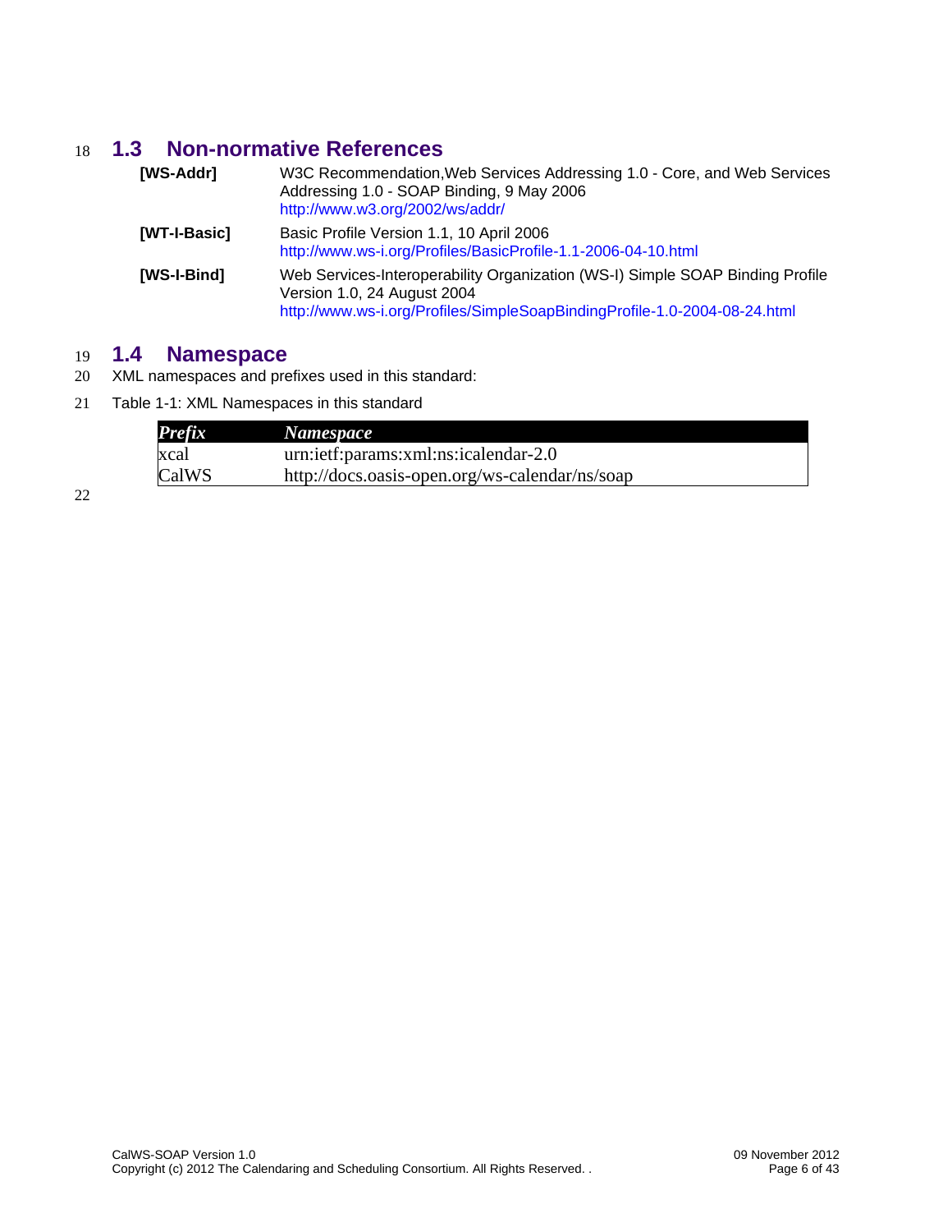## 1.3 Non-normative References

**[WS-Addr]** W3C Recommendation,Web Services Addressing 1.0 - Core, and Web Services Addressing 1.0 - SOAP Binding, 9 May 2006
http://www.w3.org/2002/ws/addr/

**[WT-I-Basic]** Basic Profile Version 1.1, 10 April 2006
http://www.ws-i.org/Profiles/BasicProfile-1.1-2006-04-10.html

**[WS-I-Bind]** Web Services-Interoperability Organization (WS-I) Simple SOAP Binding Profile Version 1.0, 24 August 2004
http://www.ws-i.org/Profiles/SimpleSoapBindingProfile-1.0-2004-08-24.html

## 1.4 Namespace

XML namespaces and prefixes used in this standard:

Table 1-1: XML Namespaces in this standard

| *Prefix* | *Namespace* |
|---|---|
| xcal | urn:ietf:params:xml:ns:icalendar-2.0 |
| CalWS | http://docs.oasis-open.org/ws-calendar/ns/soap |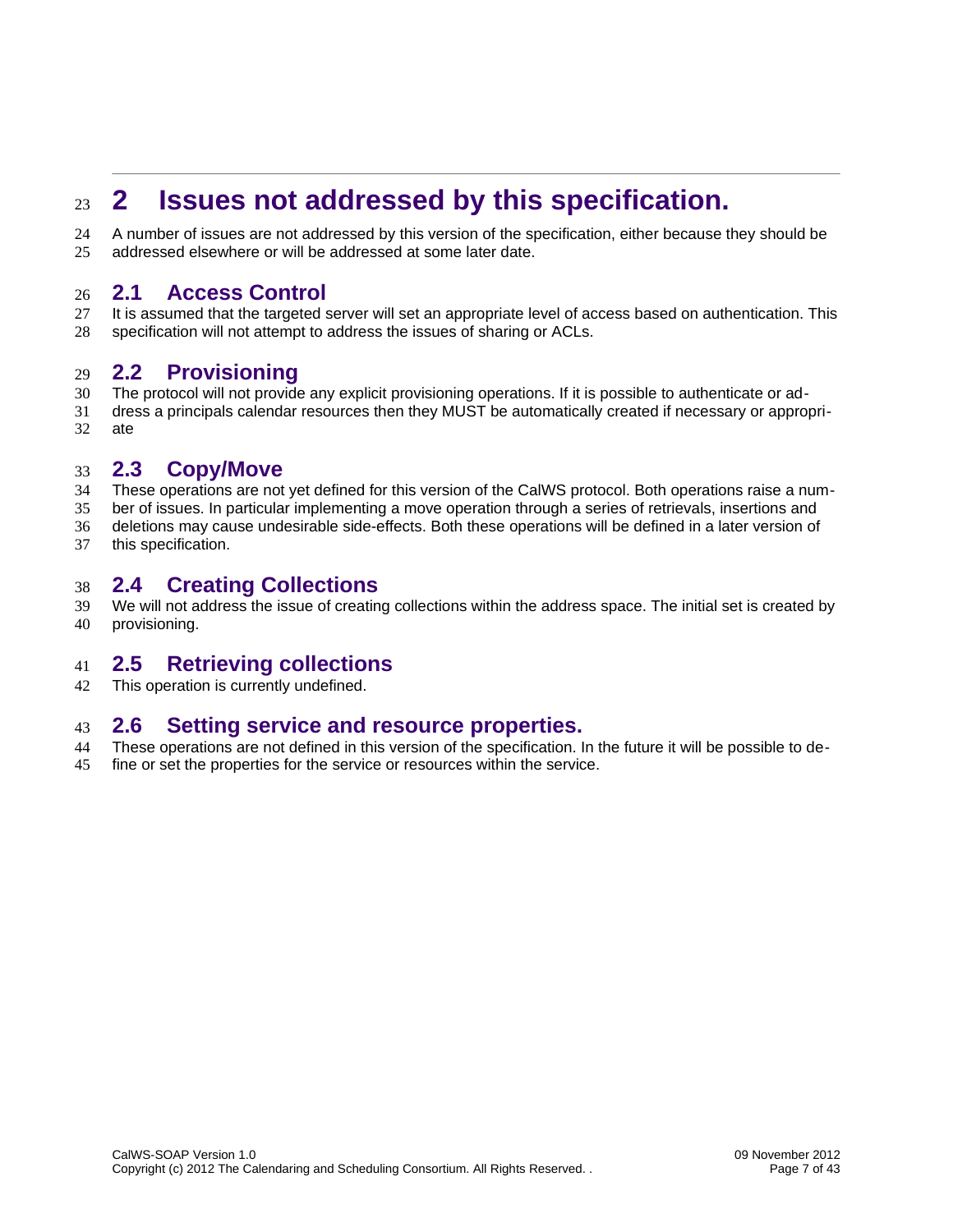# 2 Issues not addressed by this specification.

A number of issues are not addressed by this version of the specification, either because they should be addressed elsewhere or will be addressed at some later date.

## 2.1 Access Control

It is assumed that the targeted server will set an appropriate level of access based on authentication. This specification will not attempt to address the issues of sharing or ACLs.

## 2.2 Provisioning

The protocol will not provide any explicit provisioning operations. If it is possible to authenticate or address a principals calendar resources then they MUST be automatically created if necessary or appropriate

## 2.3 Copy/Move

These operations are not yet defined for this version of the CalWS protocol. Both operations raise a number of issues. In particular implementing a move operation through a series of retrievals, insertions and deletions may cause undesirable side-effects. Both these operations will be defined in a later version of this specification.

## 2.4 Creating Collections

We will not address the issue of creating collections within the address space. The initial set is created by provisioning.

## 2.5 Retrieving collections

This operation is currently undefined.

## 2.6 Setting service and resource properties.

These operations are not defined in this version of the specification. In the future it will be possible to define or set the properties for the service or resources within the service.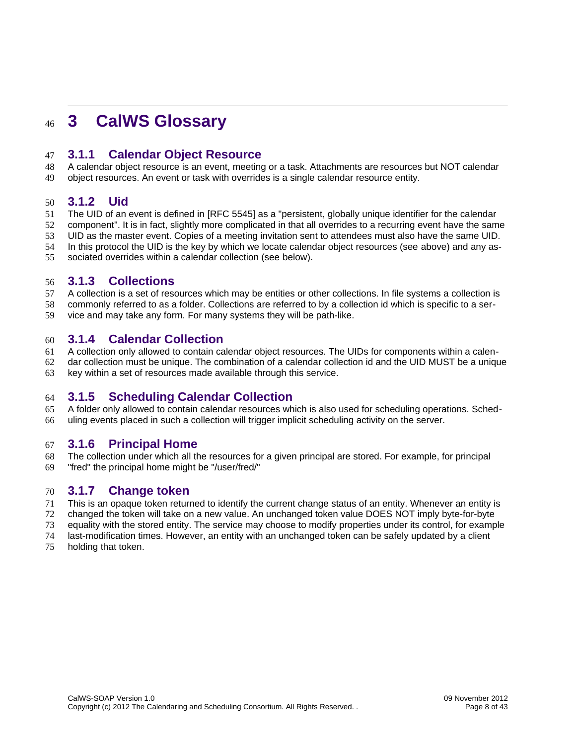# 3 CalWS Glossary

### 3.1.1 Calendar Object Resource

A calendar object resource is an event, meeting or a task. Attachments are resources but NOT calendar object resources. An event or task with overrides is a single calendar resource entity.

### 3.1.2 Uid

The UID of an event is defined in [RFC 5545] as a "persistent, globally unique identifier for the calendar component". It is in fact, slightly more complicated in that all overrides to a recurring event have the same UID as the master event. Copies of a meeting invitation sent to attendees must also have the same UID. In this protocol the UID is the key by which we locate calendar object resources (see above) and any associated overrides within a calendar collection (see below).

### 3.1.3 Collections

A collection is a set of resources which may be entities or other collections. In file systems a collection is commonly referred to as a folder. Collections are referred to by a collection id which is specific to a service and may take any form. For many systems they will be path-like.

### 3.1.4 Calendar Collection

A collection only allowed to contain calendar object resources. The UIDs for components within a calendar collection must be unique. The combination of a calendar collection id and the UID MUST be a unique key within a set of resources made available through this service.

### 3.1.5 Scheduling Calendar Collection

A folder only allowed to contain calendar resources which is also used for scheduling operations. Scheduling events placed in such a collection will trigger implicit scheduling activity on the server.

### 3.1.6 Principal Home

The collection under which all the resources for a given principal are stored. For example, for principal "fred" the principal home might be "/user/fred/"

### 3.1.7 Change token

This is an opaque token returned to identify the current change status of an entity. Whenever an entity is changed the token will take on a new value. An unchanged token value DOES NOT imply byte-for-byte equality with the stored entity. The service may choose to modify properties under its control, for example last-modification times. However, an entity with an unchanged token can be safely updated by a client holding that token.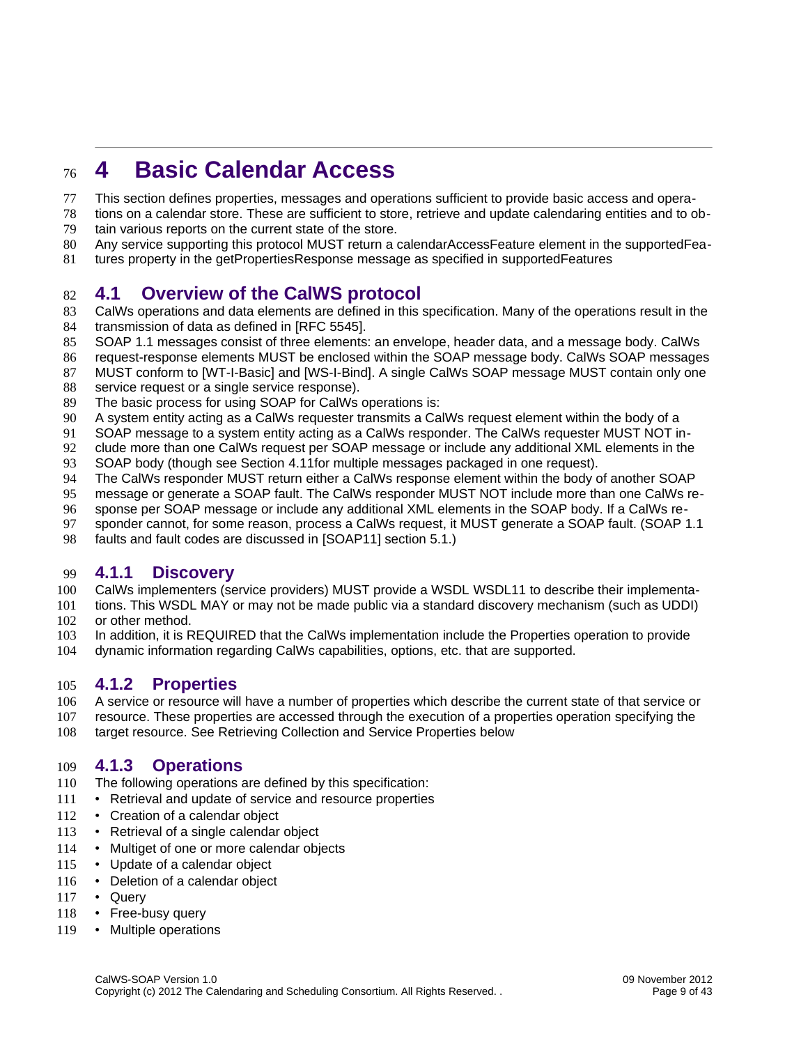# 4 Basic Calendar Access

This section defines properties, messages and operations sufficient to provide basic access and operations on a calendar store. These are sufficient to store, retrieve and update calendaring entities and to obtain various reports on the current state of the store.

Any service supporting this protocol MUST return a calendarAccessFeature element in the supportedFeatures property in the getPropertiesResponse message as specified in supportedFeatures

## 4.1 Overview of the CalWS protocol

CalWs operations and data elements are defined in this specification. Many of the operations result in the transmission of data as defined in [RFC 5545].

SOAP 1.1 messages consist of three elements: an envelope, header data, and a message body. CalWs request-response elements MUST be enclosed within the SOAP message body. CalWs SOAP messages MUST conform to [WT-I-Basic] and [WS-I-Bind]. A single CalWs SOAP message MUST contain only one service request or a single service response).

The basic process for using SOAP for CalWs operations is:

A system entity acting as a CalWs requester transmits a CalWs request element within the body of a SOAP message to a system entity acting as a CalWs responder. The CalWs requester MUST NOT include more than one CalWs request per SOAP message or include any additional XML elements in the SOAP body (though see Section 4.11for multiple messages packaged in one request).

The CalWs responder MUST return either a CalWs response element within the body of another SOAP message or generate a SOAP fault. The CalWs responder MUST NOT include more than one CalWs response per SOAP message or include any additional XML elements in the SOAP body. If a CalWs responder cannot, for some reason, process a CalWs request, it MUST generate a SOAP fault. (SOAP 1.1 faults and fault codes are discussed in [SOAP11] section 5.1.)

### 4.1.1 Discovery

CalWs implementers (service providers) MUST provide a WSDL WSDL11 to describe their implementations. This WSDL MAY or may not be made public via a standard discovery mechanism (such as UDDI) or other method.

In addition, it is REQUIRED that the CalWs implementation include the Properties operation to provide dynamic information regarding CalWs capabilities, options, etc. that are supported.

### 4.1.2 Properties

A service or resource will have a number of properties which describe the current state of that service or resource. These properties are accessed through the execution of a properties operation specifying the target resource. See Retrieving Collection and Service Properties below

### 4.1.3 Operations

The following operations are defined by this specification:

- Retrieval and update of service and resource properties
- Creation of a calendar object
- Retrieval of a single calendar object
- Multiget of one or more calendar objects
- Update of a calendar object
- Deletion of a calendar object
- Query
- Free-busy query
- Multiple operations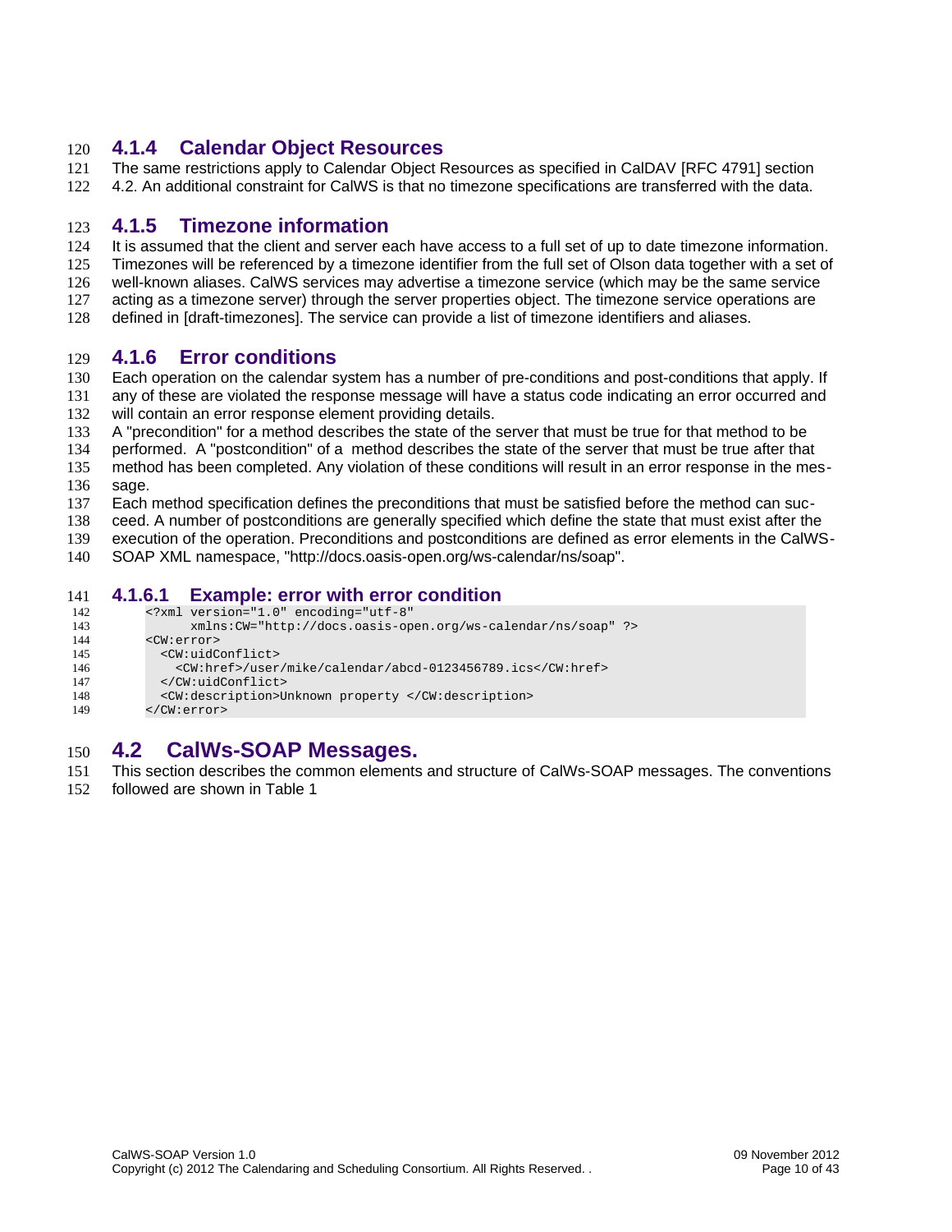### 4.1.4 Calendar Object Resources

The same restrictions apply to Calendar Object Resources as specified in CalDAV [RFC 4791] section 4.2. An additional constraint for CalWS is that no timezone specifications are transferred with the data.

### 4.1.5 Timezone information

It is assumed that the client and server each have access to a full set of up to date timezone information. Timezones will be referenced by a timezone identifier from the full set of Olson data together with a set of well-known aliases. CalWS services may advertise a timezone service (which may be the same service acting as a timezone server) through the server properties object. The timezone service operations are defined in [draft-timezones]. The service can provide a list of timezone identifiers and aliases.

### 4.1.6 Error conditions

Each operation on the calendar system has a number of pre-conditions and post-conditions that apply. If any of these are violated the response message will have a status code indicating an error occurred and will contain an error response element providing details.

A "precondition" for a method describes the state of the server that must be true for that method to be performed. A "postcondition" of a method describes the state of the server that must be true after that method has been completed. Any violation of these conditions will result in an error response in the message.

Each method specification defines the preconditions that must be satisfied before the method can succeed. A number of postconditions are generally specified which define the state that must exist after the execution of the operation. Preconditions and postconditions are defined as error elements in the CalWS-SOAP XML namespace, "http://docs.oasis-open.org/ws-calendar/ns/soap".

#### 4.1.6.1 Example: error with error condition

```
<?xml version="1.0" encoding="utf-8"
      xmlns:CW="http://docs.oasis-open.org/ws-calendar/ns/soap" ?>
<CW:error>
  <CW:uidConflict>
    <CW:href>/user/mike/calendar/abcd-0123456789.ics</CW:href>
  </CW:uidConflict>
  <CW:description>Unknown property </CW:description>
</CW:error>
```

## 4.2 CalWs-SOAP Messages.

This section describes the common elements and structure of CalWs-SOAP messages. The conventions followed are shown in Table 1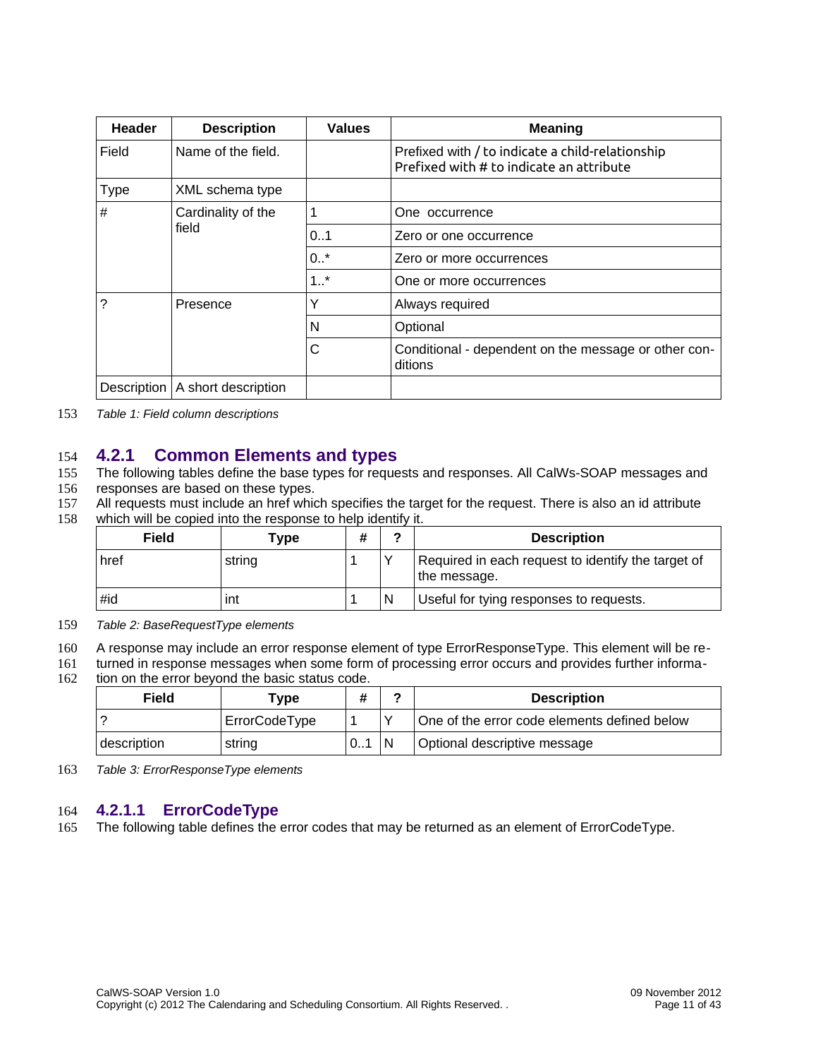| Header | Description | Values | Meaning |
|---|---|---|---|
| Field | Name of the field. | | Prefixed with / to indicate a child-relationship<br>Prefixed with # to indicate an attribute |
| Type | XML schema type | | |
| # | Cardinality of the field | 1 | One occurrence |
| | | 0..1 | Zero or one occurrence |
| | | 0..* | Zero or more occurrences |
| | | 1..* | One or more occurrences |
| ? | Presence | Y | Always required |
| | | N | Optional |
| | | C | Conditional - dependent on the message or other conditions |
| Description | A short description | | |

*Table 1: Field column descriptions*

### 4.2.1 Common Elements and types

The following tables define the base types for requests and responses. All CalWs-SOAP messages and responses are based on these types.

All requests must include an href which specifies the target for the request. There is also an id attribute which will be copied into the response to help identify it.

| Field | Type | # | ? | Description |
|---|---|---|---|---|
| href | string | 1 | Y | Required in each request to identify the target of the message. |
| #id | int | 1 | N | Useful for tying responses to requests. |

*Table 2: BaseRequestType elements*

A response may include an error response element of type ErrorResponseType. This element will be returned in response messages when some form of processing error occurs and provides further information on the error beyond the basic status code.

| Field | Type | # | ? | Description |
|---|---|---|---|---|
| ? | ErrorCodeType | 1 | Y | One of the error code elements defined below |
| description | string | 0..1 | N | Optional descriptive message |

*Table 3: ErrorResponseType elements*

#### 4.2.1.1 ErrorCodeType

The following table defines the error codes that may be returned as an element of ErrorCodeType.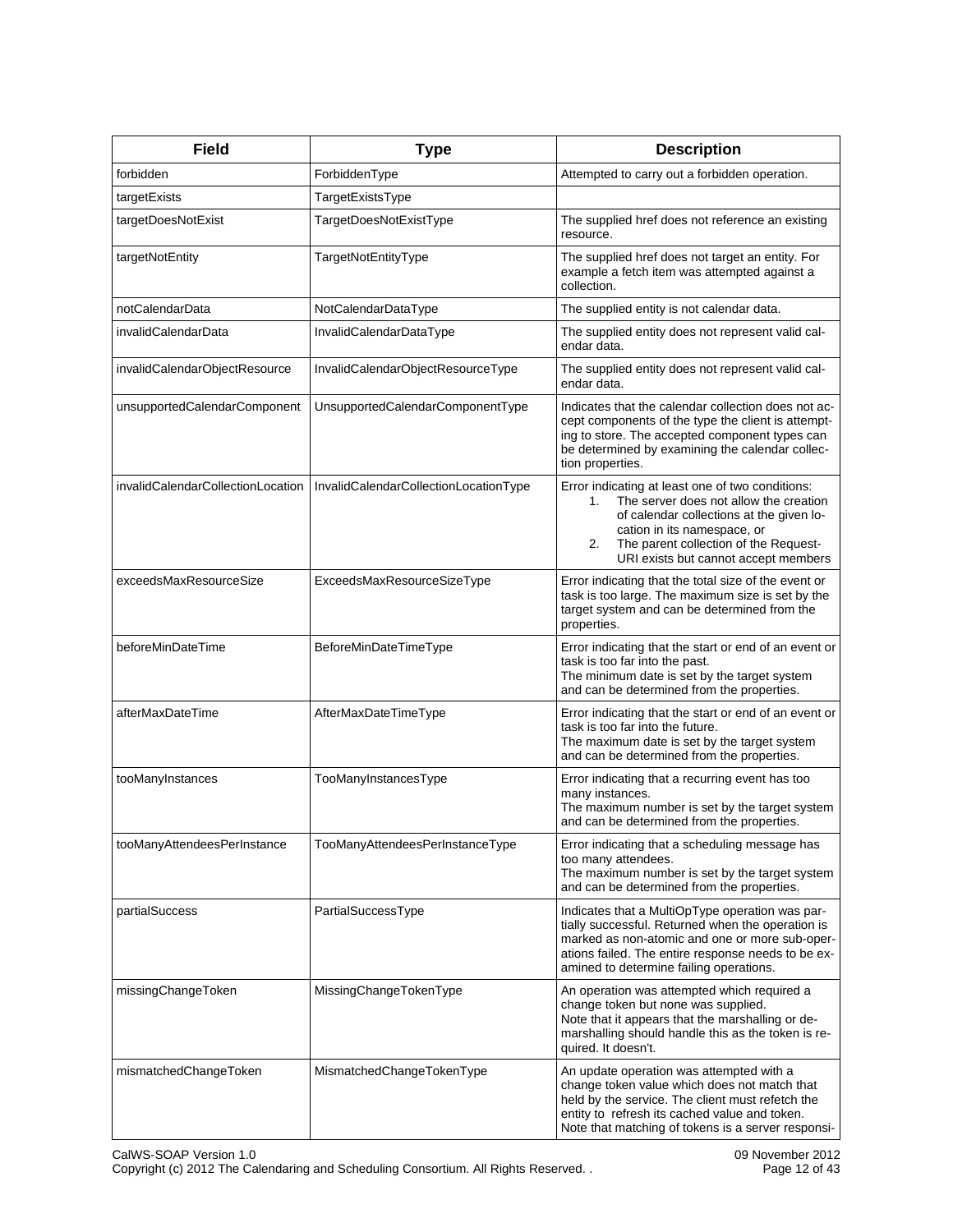| Field | Type | Description |
| --- | --- | --- |
| forbidden | ForbiddenType | Attempted to carry out a forbidden operation. |
| targetExists | TargetExistsType | |
| targetDoesNotExist | TargetDoesNotExistType | The supplied href does not reference an existing resource. |
| targetNotEntity | TargetNotEntityType | The supplied href does not target an entity. For example a fetch item was attempted against a collection. |
| notCalendarData | NotCalendarDataType | The supplied entity is not calendar data. |
| invalidCalendarData | InvalidCalendarDataType | The supplied entity does not represent valid calendar data. |
| invalidCalendarObjectResource | InvalidCalendarObjectResourceType | The supplied entity does not represent valid calendar data. |
| unsupportedCalendarComponent | UnsupportedCalendarComponentType | Indicates that the calendar collection does not accept components of the type the client is attempting to store. The accepted component types can be determined by examining the calendar collection properties. |
| invalidCalendarCollectionLocation | InvalidCalendarCollectionLocationType | Error indicating at least one of two conditions: 1. The server does not allow the creation of calendar collections at the given location in its namespace, or 2. The parent collection of the Request-URI exists but cannot accept members |
| exceedsMaxResourceSize | ExceedsMaxResourceSizeType | Error indicating that the total size of the event or task is too large. The maximum size is set by the target system and can be determined from the properties. |
| beforeMinDateTime | BeforeMinDateTimeType | Error indicating that the start or end of an event or task is too far into the past. The minimum date is set by the target system and can be determined from the properties. |
| afterMaxDateTime | AfterMaxDateTimeType | Error indicating that the start or end of an event or task is too far into the future. The maximum date is set by the target system and can be determined from the properties. |
| tooManyInstances | TooManyInstancesType | Error indicating that a recurring event has too many instances. The maximum number is set by the target system and can be determined from the properties. |
| tooManyAttendeesPerInstance | TooManyAttendeesPerInstanceType | Error indicating that a scheduling message has too many attendees. The maximum number is set by the target system and can be determined from the properties. |
| partialSuccess | PartialSuccessType | Indicates that a MultiOpType operation was partially successful. Returned when the operation is marked as non-atomic and one or more sub-operations failed. The entire response needs to be examined to determine failing operations. |
| missingChangeToken | MissingChangeTokenType | An operation was attempted which required a change token but none was supplied. Note that it appears that the marshalling or demarshalling should handle this as the token is required. It doesn't. |
| mismatchedChangeToken | MismatchedChangeTokenType | An update operation was attempted with a change token value which does not match that held by the service. The client must refetch the entity to refresh its cached value and token. Note that matching of tokens is a server responsi- |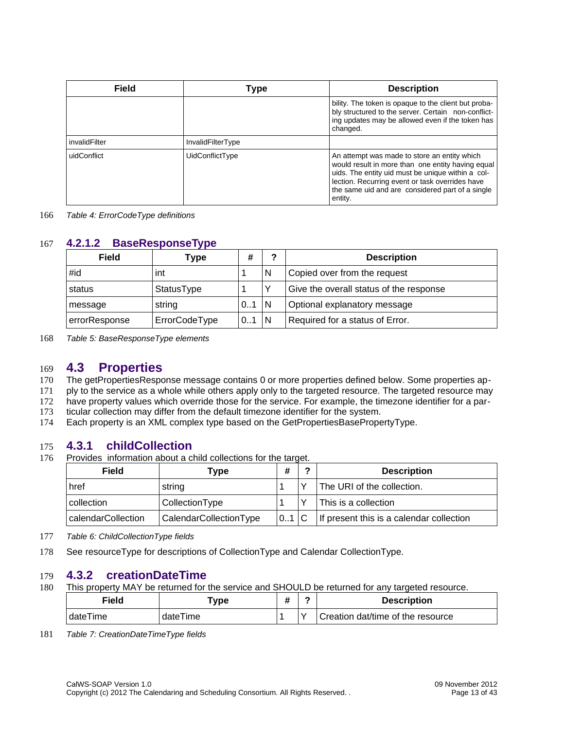| Field | Type | Description |
|---|---|---|
| | | bility. The token is opaque to the client but probably structured to the server. Certain non-conflicting updates may be allowed even if the token has changed. |
| invalidFilter | InvalidFilterType | |
| uidConflict | UidConflictType | An attempt was made to store an entity which would result in more than one entity having equal uids. The entity uid must be unique within a collection. Recurring event or task overrides have the same uid and are considered part of a single entity. |

*Table 4: ErrorCodeType definitions*

#### 4.2.1.2 BaseResponseType

| Field | Type | # | ? | Description |
|---|---|---|---|---|
| #id | int | 1 | N | Copied over from the request |
| status | StatusType | 1 | Y | Give the overall status of the response |
| message | string | 0..1 | N | Optional explanatory message |
| errorResponse | ErrorCodeType | 0..1 | N | Required for a status of Error. |

*Table 5: BaseResponseType elements*

## 4.3 Properties

The getPropertiesResponse message contains 0 or more properties defined below. Some properties apply to the service as a whole while others apply only to the targeted resource. The targeted resource may have property values which override those for the service. For example, the timezone identifier for a particular collection may differ from the default timezone identifier for the system.

Each property is an XML complex type based on the GetPropertiesBasePropertyType.

### 4.3.1 childCollection

Provides information about a child collections for the target.

| Field | Type | # | ? | Description |
|---|---|---|---|---|
| href | string | 1 | Y | The URI of the collection. |
| collection | CollectionType | 1 | Y | This is a collection |
| calendarCollection | CalendarCollectionType | 0..1 | C | If present this is a calendar collection |

*Table 6: ChildCollectionType fields*

See resourceType for descriptions of CollectionType and Calendar CollectionType.

### 4.3.2 creationDateTime

This property MAY be returned for the service and SHOULD be returned for any targeted resource.

| Field | Type | # | ? | Description |
|---|---|---|---|---|
| dateTime | dateTime | 1 | Y | Creation dat/time of the resource |

*Table 7: CreationDateTimeType fields*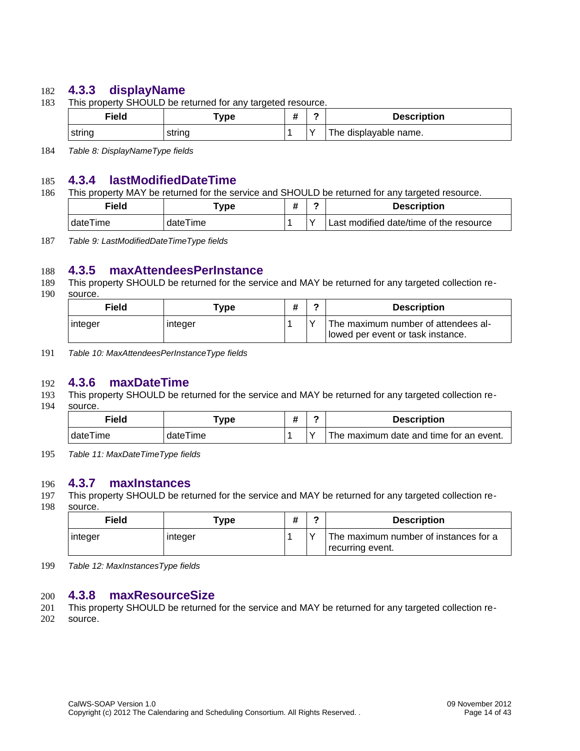### 4.3.3 displayName

This property SHOULD be returned for any targeted resource.

| Field | Type | # | ? | Description |
|---|---|---|---|---|
| string | string | 1 | Y | The displayable name. |

*Table 8: DisplayNameType fields*

### 4.3.4 lastModifiedDateTime

This property MAY be returned for the service and SHOULD be returned for any targeted resource.

| Field | Type | # | ? | Description |
|---|---|---|---|---|
| dateTime | dateTime | 1 | Y | Last modified date/time of the resource |

*Table 9: LastModifiedDateTimeType fields*

### 4.3.5 maxAttendeesPerInstance

This property SHOULD be returned for the service and MAY be returned for any targeted collection resource.

| Field | Type | # | ? | Description |
|---|---|---|---|---|
| integer | integer | 1 | Y | The maximum number of attendees allowed per event or task instance. |

*Table 10: MaxAttendeesPerInstanceType fields*

### 4.3.6 maxDateTime

This property SHOULD be returned for the service and MAY be returned for any targeted collection resource.

| Field | Type | # | ? | Description |
|---|---|---|---|---|
| dateTime | dateTime | 1 | Y | The maximum date and time for an event. |

*Table 11: MaxDateTimeType fields*

### 4.3.7 maxInstances

This property SHOULD be returned for the service and MAY be returned for any targeted collection resource.

| Field | Type | # | ? | Description |
|---|---|---|---|---|
| integer | integer | 1 | Y | The maximum number of instances for a recurring event. |

*Table 12: MaxInstancesType fields*

### 4.3.8 maxResourceSize

This property SHOULD be returned for the service and MAY be returned for any targeted collection resource.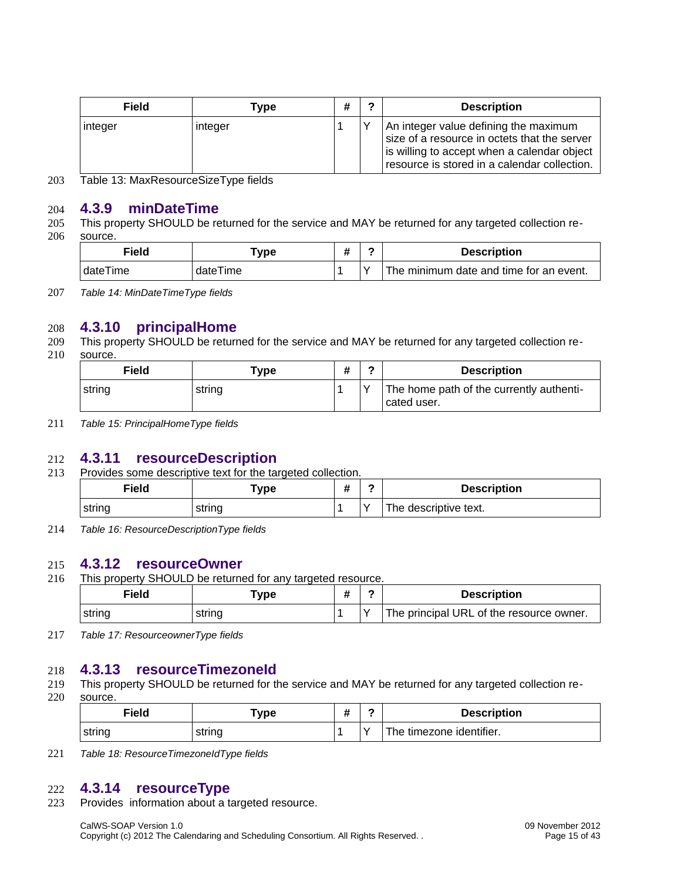| Field | Type | # | ? | Description |
| --- | --- | --- | --- | --- |
| integer | integer | 1 | Y | An integer value defining the maximum size of a resource in octets that the server is willing to accept when a calendar object resource is stored in a calendar collection. |

Table 13: MaxResourceSizeType fields

### 4.3.9 minDateTime

This property SHOULD be returned for the service and MAY be returned for any targeted collection resource.

| Field | Type | # | ? | Description |
| --- | --- | --- | --- | --- |
| dateTime | dateTime | 1 | Y | The minimum date and time for an event. |

*Table 14: MinDateTimeType fields*

### 4.3.10 principalHome

This property SHOULD be returned for the service and MAY be returned for any targeted collection resource.

| Field | Type | # | ? | Description |
| --- | --- | --- | --- | --- |
| string | string | 1 | Y | The home path of the currently authenticated user. |

*Table 15: PrincipalHomeType fields*

### 4.3.11 resourceDescription

Provides some descriptive text for the targeted collection.

| Field | Type | # | ? | Description |
| --- | --- | --- | --- | --- |
| string | string | 1 | Y | The descriptive text. |

*Table 16: ResourceDescriptionType fields*

### 4.3.12 resourceOwner

This property SHOULD be returned for any targeted resource.

| Field | Type | # | ? | Description |
| --- | --- | --- | --- | --- |
| string | string | 1 | Y | The principal URL of the resource owner. |

*Table 17: ResourceownerType fields*

### 4.3.13 resourceTimezoneId

This property SHOULD be returned for the service and MAY be returned for any targeted collection resource.

| Field | Type | # | ? | Description |
| --- | --- | --- | --- | --- |
| string | string | 1 | Y | The timezone identifier. |

*Table 18: ResourceTimezoneIdType fields*

### 4.3.14 resourceType

Provides information about a targeted resource.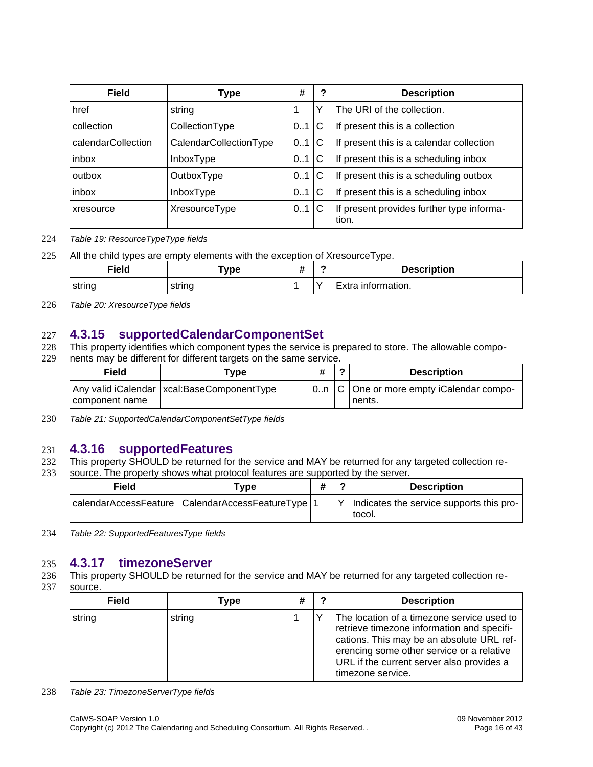| Field | Type | # | ? | Description |
|---|---|---|---|---|
| href | string | 1 | Y | The URI of the collection. |
| collection | CollectionType | 0..1 | C | If present this is a collection |
| calendarCollection | CalendarCollectionType | 0..1 | C | If present this is a calendar collection |
| inbox | InboxType | 0..1 | C | If present this is a scheduling inbox |
| outbox | OutboxType | 0..1 | C | If present this is a scheduling outbox |
| inbox | InboxType | 0..1 | C | If present this is a scheduling inbox |
| xresource | XresourceType | 0..1 | C | If present provides further type information. |

*Table 19: ResourceTypeType fields*

All the child types are empty elements with the exception of XresourceType.

| Field | Type | # | ? | Description |
|---|---|---|---|---|
| string | string | 1 | Y | Extra information. |

*Table 20: XresourceType fields*

### 4.3.15 supportedCalendarComponentSet

This property identifies which component types the service is prepared to store. The allowable components may be different for different targets on the same service.

| Field | Type | # | ? | Description |
|---|---|---|---|---|
| Any valid iCalendar component name | xcal:BaseComponentType | 0..n | C | One or more empty iCalendar components. |

*Table 21: SupportedCalendarComponentSetType fields*

### 4.3.16 supportedFeatures

This property SHOULD be returned for the service and MAY be returned for any targeted collection resource. The property shows what protocol features are supported by the server.

| Field | Type | # | ? | Description |
|---|---|---|---|---|
| calendarAccessFeature | CalendarAccessFeatureType | 1 | Y | Indicates the service supports this protocol. |

*Table 22: SupportedFeaturesType fields*

### 4.3.17 timezoneServer

This property SHOULD be returned for the service and MAY be returned for any targeted collection resource.

| Field | Type | # | ? | Description |
|---|---|---|---|---|
| string | string | 1 | Y | The location of a timezone service used to retrieve timezone information and specifications. This may be an absolute URL referencing some other service or a relative URL if the current server also provides a timezone service. |

*Table 23: TimezoneServerType fields*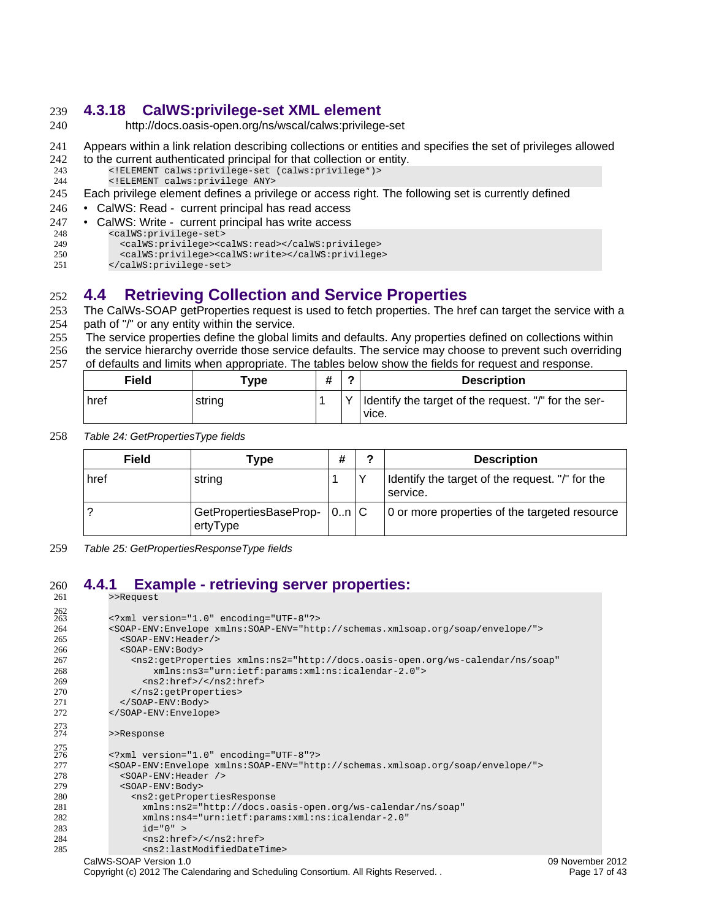### 4.3.18 CalWS:privilege-set XML element

http://docs.oasis-open.org/ns/wscal/calws:privilege-set

Appears within a link relation describing collections or entities and specifies the set of privileges allowed to the current authenticated principal for that collection or entity.

```
<!ELEMENT calws:privilege-set (calws:privilege*)>
<!ELEMENT calws:privilege ANY>
```

Each privilege element defines a privilege or access right. The following set is currently defined

- CalWS: Read - current principal has read access
- CalWS: Write - current principal has write access

```
<calWS:privilege-set>
  <calWS:privilege><calWS:read></calWS:privilege>
  <calWS:privilege><calWS:write></calWS:privilege>
</calWS:privilege-set>
```

## 4.4 Retrieving Collection and Service Properties

The CalWs-SOAP getProperties request is used to fetch properties. The href can target the service with a path of "/" or any entity within the service.

The service properties define the global limits and defaults. Any properties defined on collections within the service hierarchy override those service defaults. The service may choose to prevent such overriding of defaults and limits when appropriate. The tables below show the fields for request and response.

| Field | Type | # | ? | Description |
|---|---|---|---|---|
| href | string | 1 | Y | Identify the target of the request. "/" for the service. |

*Table 24: GetPropertiesType fields*

| Field | Type | # | ? | Description |
|---|---|---|---|---|
| href | string | 1 | Y | Identify the target of the request. "/" for the service. |
| ? | GetPropertiesBasePropertyType | 0..n | C | 0 or more properties of the targeted resource |

*Table 25: GetPropertiesResponseType fields*

### 4.4.1 Example - retrieving server properties:

```
>>Request

<?xml version="1.0" encoding="UTF-8"?>
<SOAP-ENV:Envelope xmlns:SOAP-ENV="http://schemas.xmlsoap.org/soap/envelope/">
  <SOAP-ENV:Header/>
  <SOAP-ENV:Body>
    <ns2:getProperties xmlns:ns2="http://docs.oasis-open.org/ws-calendar/ns/soap"
        xmlns:ns3="urn:ietf:params:xml:ns:icalendar-2.0">
      <ns2:href>/</ns2:href>
    </ns2:getProperties>
  </SOAP-ENV:Body>
</SOAP-ENV:Envelope>

>>Response

<?xml version="1.0" encoding="UTF-8"?>
<SOAP-ENV:Envelope xmlns:SOAP-ENV="http://schemas.xmlsoap.org/soap/envelope/">
  <SOAP-ENV:Header />
  <SOAP-ENV:Body>
    <ns2:getPropertiesResponse
      xmlns:ns2="http://docs.oasis-open.org/ws-calendar/ns/soap"
      xmlns:ns4="urn:ietf:params:xml:ns:icalendar-2.0"
      id="0" >
      <ns2:href>/</ns2:href>
      <ns2:lastModifiedDateTime>
```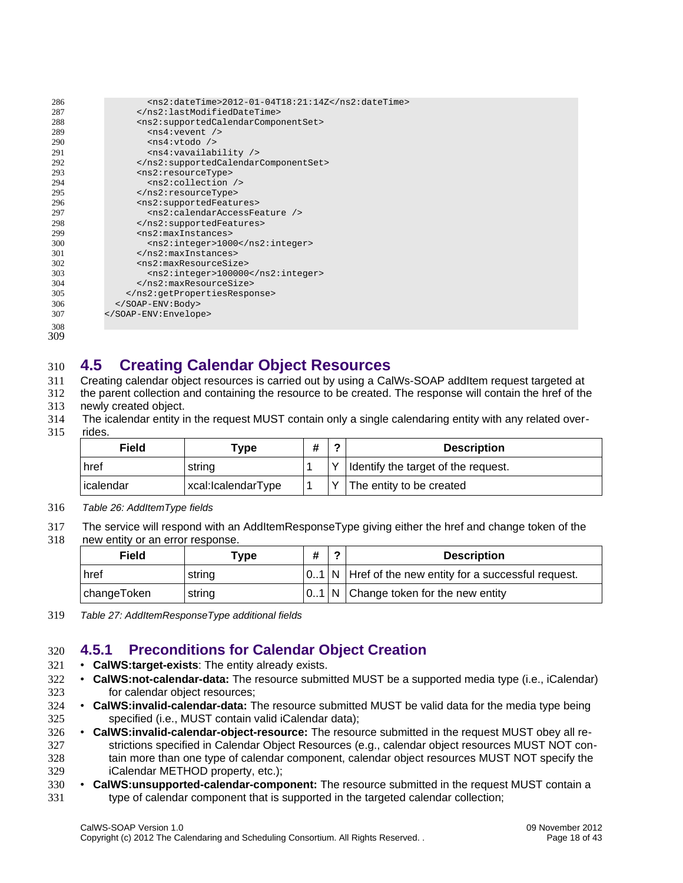```
            <ns2:dateTime>2012-01-04T18:21:14Z</ns2:dateTime>
          </ns2:lastModifiedDateTime>
          <ns2:supportedCalendarComponentSet>
            <ns4:vevent />
            <ns4:vtodo />
            <ns4:vavailability />
          </ns2:supportedCalendarComponentSet>
          <ns2:resourceType>
            <ns2:collection />
          </ns2:resourceType>
          <ns2:supportedFeatures>
            <ns2:calendarAccessFeature />
          </ns2:supportedFeatures>
          <ns2:maxInstances>
            <ns2:integer>1000</ns2:integer>
          </ns2:maxInstances>
          <ns2:maxResourceSize>
            <ns2:integer>100000</ns2:integer>
          </ns2:maxResourceSize>
        </ns2:getPropertiesResponse>
      </SOAP-ENV:Body>
    </SOAP-ENV:Envelope>
```

## 4.5 Creating Calendar Object Resources

Creating calendar object resources is carried out by using a CalWs-SOAP addItem request targeted at the parent collection and containing the resource to be created. The response will contain the href of the newly created object.

The icalendar entity in the request MUST contain only a single calendaring entity with any related overrides.

| Field | Type | # | ? | Description |
|---|---|---|---|---|
| href | string | 1 | Y | Identify the target of the request. |
| icalendar | xcal:IcalendarType | 1 | Y | The entity to be created |

*Table 26: AddItemType fields*

The service will respond with an AddItemResponseType giving either the href and change token of the new entity or an error response.

| Field | Type | # | ? | Description |
|---|---|---|---|---|
| href | string | 0..1 | N | Href of the new entity for a successful request. |
| changeToken | string | 0..1 | N | Change token for the new entity |

*Table 27: AddItemResponseType additional fields*

### 4.5.1 Preconditions for Calendar Object Creation

- **CalWS:target-exists**: The entity already exists.
- **CalWS:not-calendar-data:** The resource submitted MUST be a supported media type (i.e., iCalendar) for calendar object resources;
- **CalWS:invalid-calendar-data:** The resource submitted MUST be valid data for the media type being specified (i.e., MUST contain valid iCalendar data);
- **CalWS:invalid-calendar-object-resource:** The resource submitted in the request MUST obey all restrictions specified in Calendar Object Resources (e.g., calendar object resources MUST NOT contain more than one type of calendar component, calendar object resources MUST NOT specify the iCalendar METHOD property, etc.);
- **CalWS:unsupported-calendar-component:** The resource submitted in the request MUST contain a type of calendar component that is supported in the targeted calendar collection;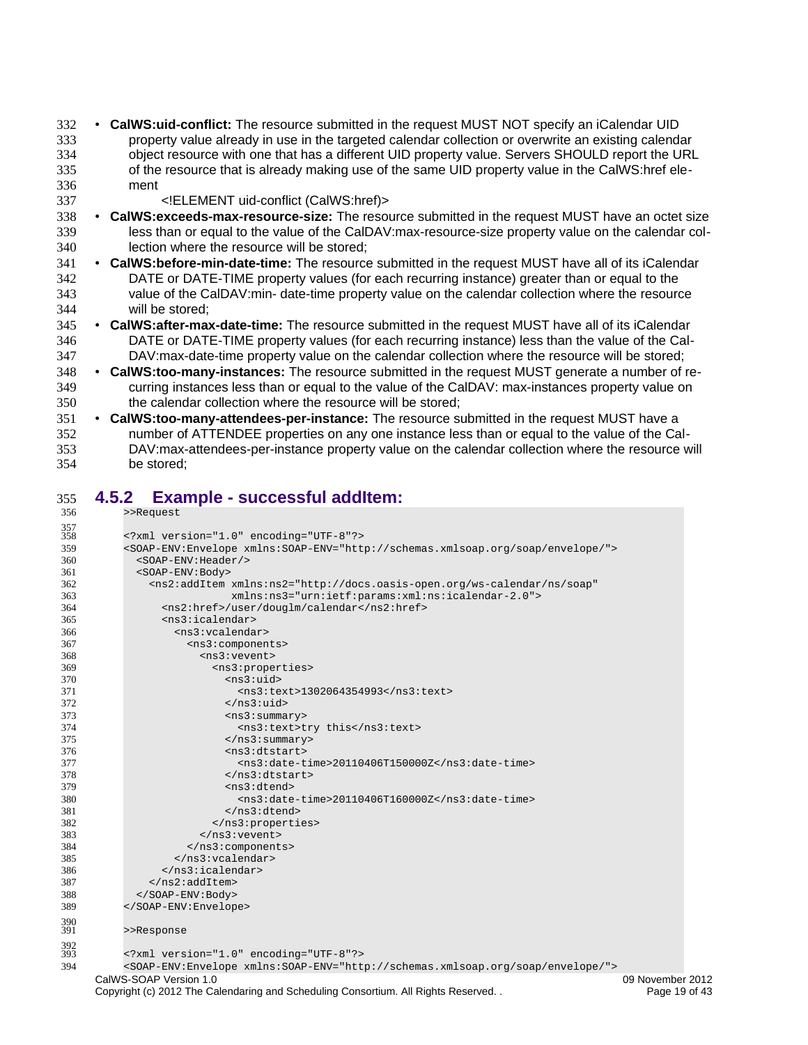- **CalWS:uid-conflict:** The resource submitted in the request MUST NOT specify an iCalendar UID property value already in use in the targeted calendar collection or overwrite an existing calendar object resource with one that has a different UID property value. Servers SHOULD report the URL of the resource that is already making use of the same UID property value in the CalWS:href element

  <!ELEMENT uid-conflict (CalWS:href)>
- **CalWS:exceeds-max-resource-size:** The resource submitted in the request MUST have an octet size less than or equal to the value of the CalDAV:max-resource-size property value on the calendar collection where the resource will be stored;
- **CalWS:before-min-date-time:** The resource submitted in the request MUST have all of its iCalendar DATE or DATE-TIME property values (for each recurring instance) greater than or equal to the value of the CalDAV:min- date-time property value on the calendar collection where the resource will be stored;
- **CalWS:after-max-date-time:** The resource submitted in the request MUST have all of its iCalendar DATE or DATE-TIME property values (for each recurring instance) less than the value of the CalDAV:max-date-time property value on the calendar collection where the resource will be stored;
- **CalWS:too-many-instances:** The resource submitted in the request MUST generate a number of recurring instances less than or equal to the value of the CalDAV: max-instances property value on the calendar collection where the resource will be stored;
- **CalWS:too-many-attendees-per-instance:** The resource submitted in the request MUST have a number of ATTENDEE properties on any one instance less than or equal to the value of the CalDAV:max-attendees-per-instance property value on the calendar collection where the resource will be stored;

### 4.5.2 Example - successful addItem:

```
>>Request

<?xml version="1.0" encoding="UTF-8"?>
<SOAP-ENV:Envelope xmlns:SOAP-ENV="http://schemas.xmlsoap.org/soap/envelope/">
  <SOAP-ENV:Header/>
  <SOAP-ENV:Body>
    <ns2:addItem xmlns:ns2="http://docs.oasis-open.org/ws-calendar/ns/soap"
                 xmlns:ns3="urn:ietf:params:xml:ns:icalendar-2.0">
      <ns2:href>/user/douglm/calendar</ns2:href>
      <ns3:icalendar>
        <ns3:vcalendar>
          <ns3:components>
            <ns3:vevent>
              <ns3:properties>
                <ns3:uid>
                  <ns3:text>1302064354993</ns3:text>
                </ns3:uid>
                <ns3:summary>
                  <ns3:text>try this</ns3:text>
                </ns3:summary>
                <ns3:dtstart>
                  <ns3:date-time>20110406T150000Z</ns3:date-time>
                </ns3:dtstart>
                <ns3:dtend>
                  <ns3:date-time>20110406T160000Z</ns3:date-time>
                </ns3:dtend>
              </ns3:properties>
            </ns3:vevent>
          </ns3:components>
        </ns3:vcalendar>
      </ns3:icalendar>
    </ns2:addItem>
  </SOAP-ENV:Body>
</SOAP-ENV:Envelope>

>>Response

<?xml version="1.0" encoding="UTF-8"?>
<SOAP-ENV:Envelope xmlns:SOAP-ENV="http://schemas.xmlsoap.org/soap/envelope/">
```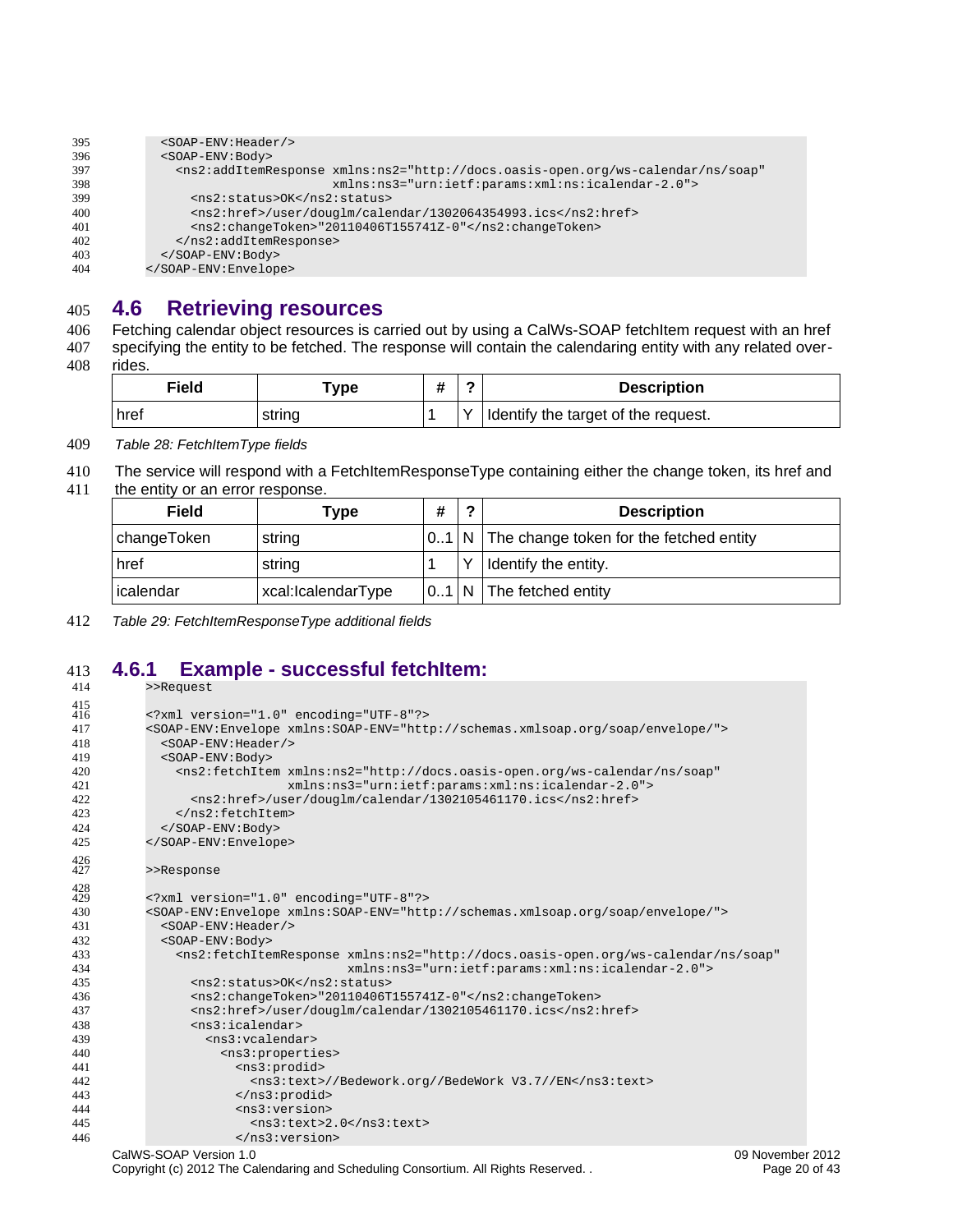```
    <SOAP-ENV:Header/>
    <SOAP-ENV:Body>
      <ns2:addItemResponse xmlns:ns2="http://docs.oasis-open.org/ws-calendar/ns/soap"
                          xmlns:ns3="urn:ietf:params:xml:ns:icalendar-2.0">
        <ns2:status>OK</ns2:status>
        <ns2:href>/user/douglm/calendar/1302064354993.ics</ns2:href>
        <ns2:changeToken>"20110406T155741Z-0"</ns2:changeToken>
      </ns2:addItemResponse>
    </SOAP-ENV:Body>
  </SOAP-ENV:Envelope>
```

## 4.6 Retrieving resources

Fetching calendar object resources is carried out by using a CalWs-SOAP fetchItem request with an href specifying the entity to be fetched. The response will contain the calendaring entity with any related overrides.

| Field | Type | # | ? | Description |
|---|---|---|---|---|
| href | string | 1 | Y | Identify the target of the request. |

*Table 28: FetchItemType fields*

The service will respond with a FetchItemResponseType containing either the change token, its href and the entity or an error response.

| Field | Type | # | ? | Description |
|---|---|---|---|---|
| changeToken | string | 0..1 | N | The change token for the fetched entity |
| href | string | 1 | Y | Identify the entity. |
| icalendar | xcal:IcalendarType | 0..1 | N | The fetched entity |

*Table 29: FetchItemResponseType additional fields*

### 4.6.1 Example - successful fetchItem:

```
>>Request

<?xml version="1.0" encoding="UTF-8"?>
<SOAP-ENV:Envelope xmlns:SOAP-ENV="http://schemas.xmlsoap.org/soap/envelope/">
  <SOAP-ENV:Header/>
  <SOAP-ENV:Body>
    <ns2:fetchItem xmlns:ns2="http://docs.oasis-open.org/ws-calendar/ns/soap"
                   xmlns:ns3="urn:ietf:params:xml:ns:icalendar-2.0">
      <ns2:href>/user/douglm/calendar/1302105461170.ics</ns2:href>
    </ns2:fetchItem>
  </SOAP-ENV:Body>
</SOAP-ENV:Envelope>

>>Response

<?xml version="1.0" encoding="UTF-8"?>
<SOAP-ENV:Envelope xmlns:SOAP-ENV="http://schemas.xmlsoap.org/soap/envelope/">
  <SOAP-ENV:Header/>
  <SOAP-ENV:Body>
    <ns2:fetchItemResponse xmlns:ns2="http://docs.oasis-open.org/ws-calendar/ns/soap"
                           xmlns:ns3="urn:ietf:params:xml:ns:icalendar-2.0">
      <ns2:status>OK</ns2:status>
      <ns2:changeToken>"20110406T155741Z-0"</ns2:changeToken>
      <ns2:href>/user/douglm/calendar/1302105461170.ics</ns2:href>
      <ns3:icalendar>
        <ns3:vcalendar>
          <ns3:properties>
            <ns3:prodid>
              <ns3:text>//Bedework.org//BedeWork V3.7//EN</ns3:text>
            </ns3:prodid>
            <ns3:version>
              <ns3:text>2.0</ns3:text>
            </ns3:version>
```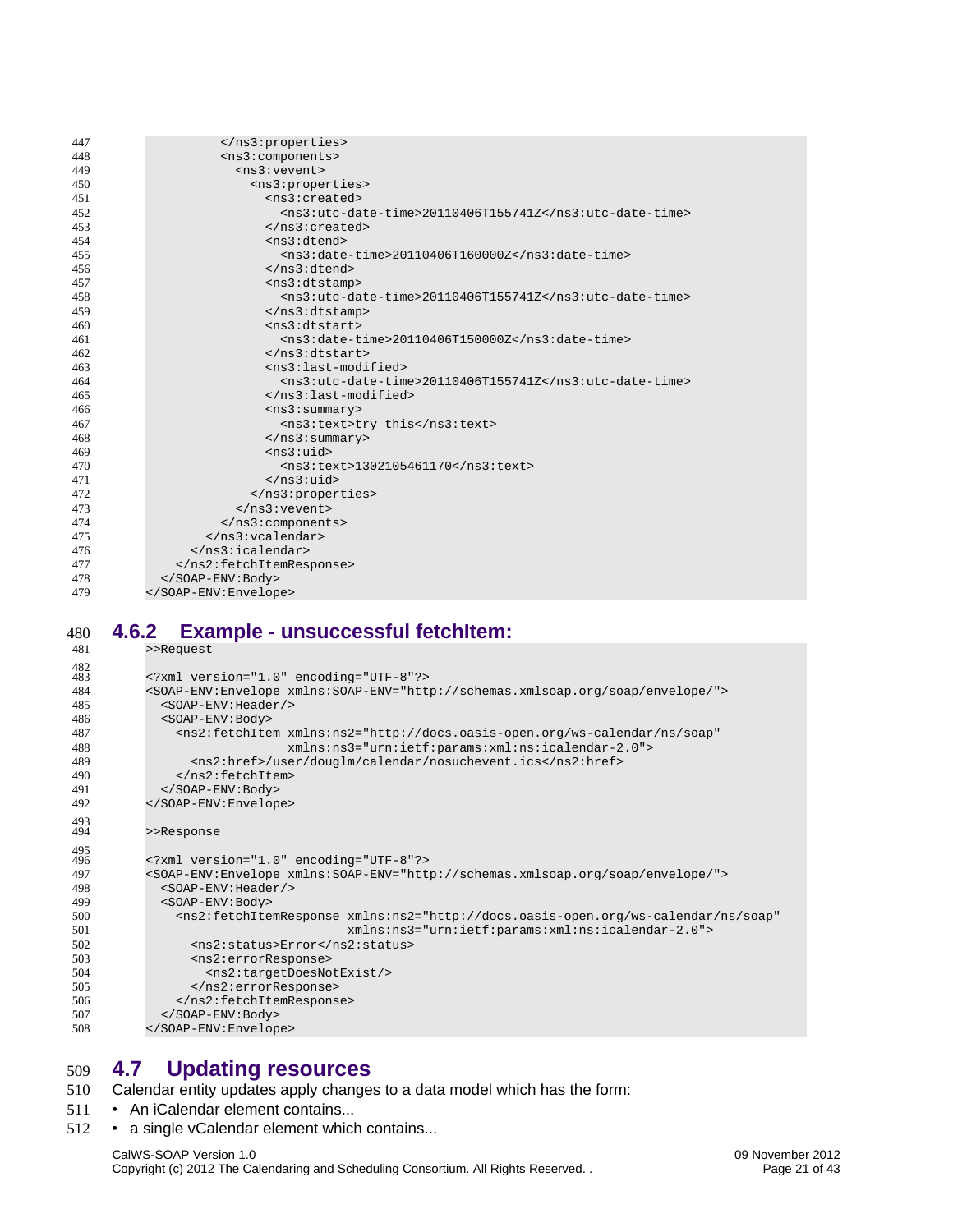```
            </ns3:properties>
            <ns3:components>
              <ns3:vevent>
                <ns3:properties>
                  <ns3:created>
                    <ns3:utc-date-time>20110406T155741Z</ns3:utc-date-time>
                  </ns3:created>
                  <ns3:dtend>
                    <ns3:date-time>20110406T160000Z</ns3:date-time>
                  </ns3:dtend>
                  <ns3:dtstamp>
                    <ns3:utc-date-time>20110406T155741Z</ns3:utc-date-time>
                  </ns3:dtstamp>
                  <ns3:dtstart>
                    <ns3:date-time>20110406T150000Z</ns3:date-time>
                  </ns3:dtstart>
                  <ns3:last-modified>
                    <ns3:utc-date-time>20110406T155741Z</ns3:utc-date-time>
                  </ns3:last-modified>
                  <ns3:summary>
                    <ns3:text>try this</ns3:text>
                  </ns3:summary>
                  <ns3:uid>
                    <ns3:text>1302105461170</ns3:text>
                  </ns3:uid>
                </ns3:properties>
              </ns3:vevent>
            </ns3:components>
          </ns3:vcalendar>
        </ns3:icalendar>
      </ns2:fetchItemResponse>
    </SOAP-ENV:Body>
  </SOAP-ENV:Envelope>
```

### 4.6.2 Example - unsuccessful fetchItem:

```
>>Request

<?xml version="1.0" encoding="UTF-8"?>
<SOAP-ENV:Envelope xmlns:SOAP-ENV="http://schemas.xmlsoap.org/soap/envelope/">
  <SOAP-ENV:Header/>
  <SOAP-ENV:Body>
    <ns2:fetchItem xmlns:ns2="http://docs.oasis-open.org/ws-calendar/ns/soap"
                   xmlns:ns3="urn:ietf:params:xml:ns:icalendar-2.0">
      <ns2:href>/user/douglm/calendar/nosuchevent.ics</ns2:href>
    </ns2:fetchItem>
  </SOAP-ENV:Body>
</SOAP-ENV:Envelope>

>>Response

<?xml version="1.0" encoding="UTF-8"?>
<SOAP-ENV:Envelope xmlns:SOAP-ENV="http://schemas.xmlsoap.org/soap/envelope/">
  <SOAP-ENV:Header/>
  <SOAP-ENV:Body>
    <ns2:fetchItemResponse xmlns:ns2="http://docs.oasis-open.org/ws-calendar/ns/soap"
                           xmlns:ns3="urn:ietf:params:xml:ns:icalendar-2.0">
      <ns2:status>Error</ns2:status>
      <ns2:errorResponse>
        <ns2:targetDoesNotExist/>
      </ns2:errorResponse>
    </ns2:fetchItemResponse>
  </SOAP-ENV:Body>
</SOAP-ENV:Envelope>
```

## 4.7 Updating resources

Calendar entity updates apply changes to a data model which has the form:

- An iCalendar element contains...
- a single vCalendar element which contains...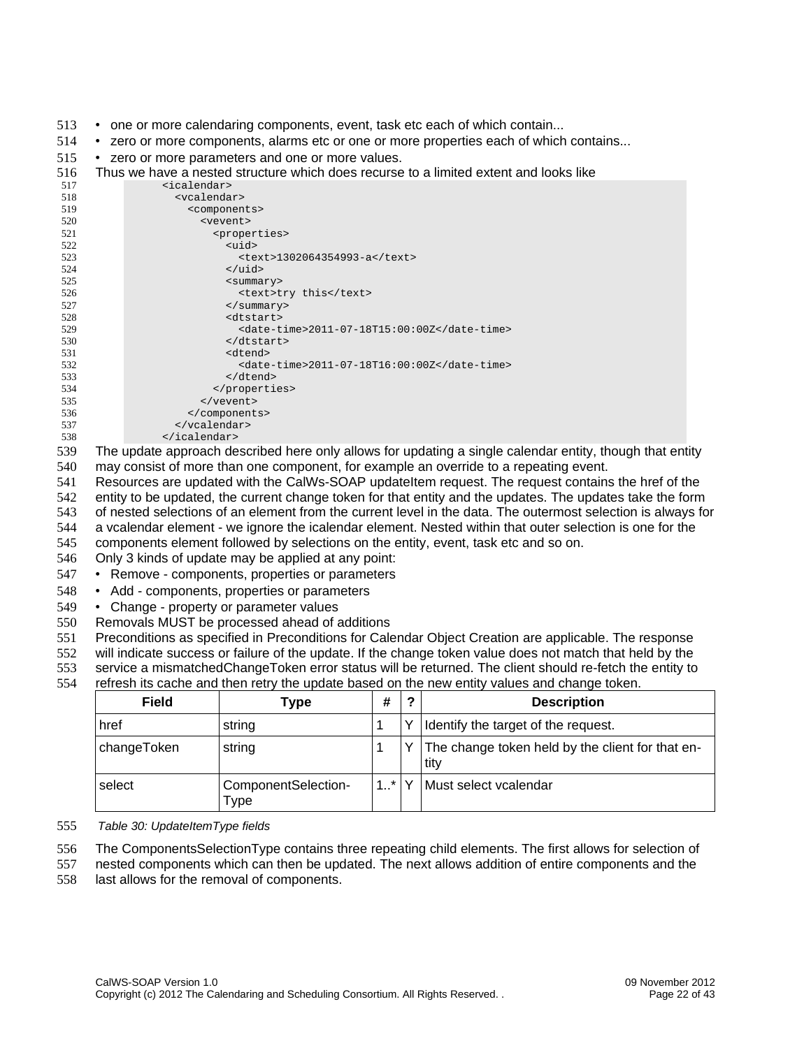- one or more calendaring components, event, task etc each of which contain...
- zero or more components, alarms etc or one or more properties each of which contains...
- zero or more parameters and one or more values.

Thus we have a nested structure which does recurse to a limited extent and looks like

```
<icalendar>
  <vcalendar>
    <components>
      <vevent>
        <properties>
          <uid>
            <text>1302064354993-a</text>
          </uid>
          <summary>
            <text>try this</text>
          </summary>
          <dtstart>
            <date-time>2011-07-18T15:00:00Z</date-time>
          </dtstart>
          <dtend>
            <date-time>2011-07-18T16:00:00Z</date-time>
          </dtend>
        </properties>
      </vevent>
    </components>
  </vcalendar>
</icalendar>
```

The update approach described here only allows for updating a single calendar entity, though that entity may consist of more than one component, for example an override to a repeating event.

Resources are updated with the CalWs-SOAP updateItem request. The request contains the href of the entity to be updated, the current change token for that entity and the updates. The updates take the form of nested selections of an element from the current level in the data. The outermost selection is always for a vcalendar element - we ignore the icalendar element. Nested within that outer selection is one for the components element followed by selections on the entity, event, task etc and so on.

Only 3 kinds of update may be applied at any point:

- Remove - components, properties or parameters
- Add - components, properties or parameters
- Change - property or parameter values

Removals MUST be processed ahead of additions

Preconditions as specified in Preconditions for Calendar Object Creation are applicable. The response will indicate success or failure of the update. If the change token value does not match that held by the service a mismatchedChangeToken error status will be returned. The client should re-fetch the entity to refresh its cache and then retry the update based on the new entity values and change token.

| Field | Type | # | ? | Description |
|---|---|---|---|---|
| href | string | 1 | Y | Identify the target of the request. |
| changeToken | string | 1 | Y | The change token held by the client for that entity |
| select | ComponentSelectionType | 1..* | Y | Must select vcalendar |

*Table 30: UpdateItemType fields*

The ComponentsSelectionType contains three repeating child elements. The first allows for selection of nested components which can then be updated. The next allows addition of entire components and the last allows for the removal of components.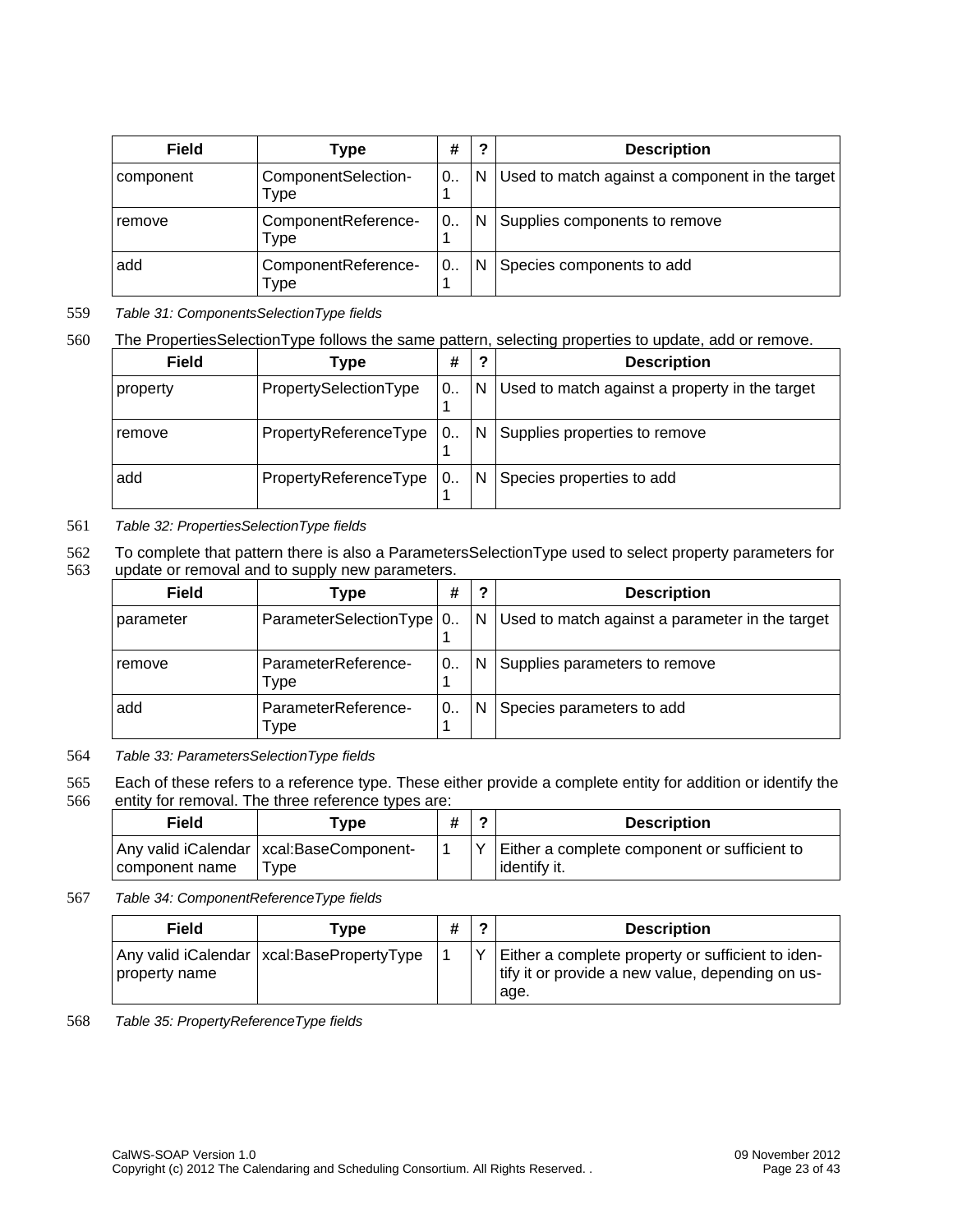| Field | Type | # | ? | Description |
| --- | --- | --- | --- | --- |
| component | ComponentSelection-Type | 0..1 | N | Used to match against a component in the target |
| remove | ComponentReference-Type | 0..1 | N | Supplies components to remove |
| add | ComponentReference-Type | 0..1 | N | Species components to add |

*Table 31: ComponentsSelectionType fields*

The PropertiesSelectionType follows the same pattern, selecting properties to update, add or remove.

| Field | Type | # | ? | Description |
| --- | --- | --- | --- | --- |
| property | PropertySelectionType | 0..1 | N | Used to match against a property in the target |
| remove | PropertyReferenceType | 0..1 | N | Supplies properties to remove |
| add | PropertyReferenceType | 0..1 | N | Species properties to add |

*Table 32: PropertiesSelectionType fields*

To complete that pattern there is also a ParametersSelectionType used to select property parameters for update or removal and to supply new parameters.

| Field | Type | # | ? | Description |
| --- | --- | --- | --- | --- |
| parameter | ParameterSelectionType | 0..1 | N | Used to match against a parameter in the target |
| remove | ParameterReference-Type | 0..1 | N | Supplies parameters to remove |
| add | ParameterReference-Type | 0..1 | N | Species parameters to add |

*Table 33: ParametersSelectionType fields*

Each of these refers to a reference type. These either provide a complete entity for addition or identify the entity for removal. The three reference types are:

| Field | Type | # | ? | Description |
| --- | --- | --- | --- | --- |
| Any valid iCalendar component name | xcal:BaseComponent-Type | 1 | Y | Either a complete component or sufficient to identify it. |

*Table 34: ComponentReferenceType fields*

| Field | Type | # | ? | Description |
| --- | --- | --- | --- | --- |
| Any valid iCalendar property name | xcal:BasePropertyType | 1 | Y | Either a complete property or sufficient to identify it or provide a new value, depending on usage. |

*Table 35: PropertyReferenceType fields*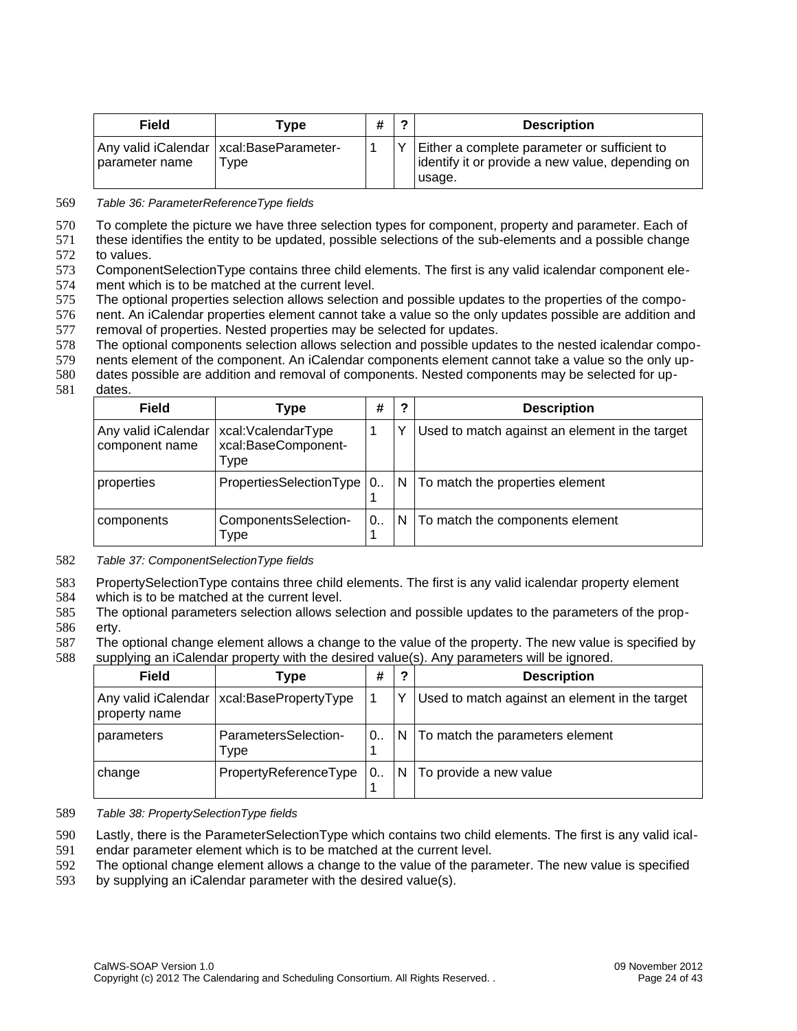| Field | Type | # | ? | Description |
| --- | --- | --- | --- | --- |
| Any valid iCalendar parameter name | xcal:BaseParameter-Type | 1 | Y | Either a complete parameter or sufficient to identify it or provide a new value, depending on usage. |

*Table 36: ParameterReferenceType fields*

To complete the picture we have three selection types for component, property and parameter. Each of these identifies the entity to be updated, possible selections of the sub-elements and a possible change to values.

ComponentSelectionType contains three child elements. The first is any valid icalendar component element which is to be matched at the current level.

The optional properties selection allows selection and possible updates to the properties of the component. An iCalendar properties element cannot take a value so the only updates possible are addition and removal of properties. Nested properties may be selected for updates.

The optional components selection allows selection and possible updates to the nested icalendar components element of the component. An iCalendar components element cannot take a value so the only updates possible are addition and removal of components. Nested components may be selected for updates.

| Field | Type | # | ? | Description |
| --- | --- | --- | --- | --- |
| Any valid iCalendar component name | xcal:VcalendarType xcal:BaseComponent-Type | 1 | Y | Used to match against an element in the target |
| properties | PropertiesSelectionType | 0..1 | N | To match the properties element |
| components | ComponentsSelection-Type | 0..1 | N | To match the components element |

*Table 37: ComponentSelectionType fields*

PropertySelectionType contains three child elements. The first is any valid icalendar property element which is to be matched at the current level.

The optional parameters selection allows selection and possible updates to the parameters of the property.

The optional change element allows a change to the value of the property. The new value is specified by supplying an iCalendar property with the desired value(s). Any parameters will be ignored.

| Field | Type | # | ? | Description |
| --- | --- | --- | --- | --- |
| Any valid iCalendar property name | xcal:BasePropertyType | 1 | Y | Used to match against an element in the target |
| parameters | ParametersSelection-Type | 0..1 | N | To match the parameters element |
| change | PropertyReferenceType | 0..1 | N | To provide a new value |

*Table 38: PropertySelectionType fields*

Lastly, there is the ParameterSelectionType which contains two child elements. The first is any valid icalendar parameter element which is to be matched at the current level.

The optional change element allows a change to the value of the parameter. The new value is specified by supplying an iCalendar parameter with the desired value(s).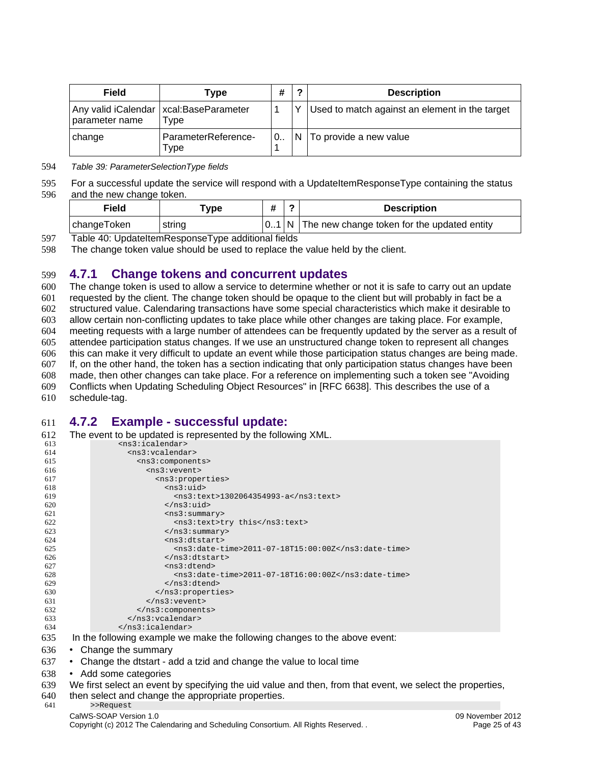| Field | Type | # | ? | Description |
|---|---|---|---|---|
| Any valid iCalendar parameter name | xcal:BaseParameter Type | 1 | Y | Used to match against an element in the target |
| change | ParameterReference-Type | 0..1 | N | To provide a new value |

*Table 39: ParameterSelectionType fields*

For a successful update the service will respond with a UpdateItemResponseType containing the status and the new change token.

| Field | Type | # | ? | Description |
|---|---|---|---|---|
| changeToken | string | 0..1 | N | The new change token for the updated entity |

Table 40: UpdateItemResponseType additional fields

The change token value should be used to replace the value held by the client.

### 4.7.1 Change tokens and concurrent updates

The change token is used to allow a service to determine whether or not it is safe to carry out an update requested by the client. The change token should be opaque to the client but will probably in fact be a structured value. Calendaring transactions have some special characteristics which make it desirable to allow certain non-conflicting updates to take place while other changes are taking place. For example, meeting requests with a large number of attendees can be frequently updated by the server as a result of attendee participation status changes. If we use an unstructured change token to represent all changes this can make it very difficult to update an event while those participation status changes are being made. If, on the other hand, the token has a section indicating that only participation status changes have been made, then other changes can take place. For a reference on implementing such a token see "Avoiding Conflicts when Updating Scheduling Object Resources" in [RFC 6638]. This describes the use of a schedule-tag.

### 4.7.2 Example - successful update:

The event to be updated is represented by the following XML.

```
<ns3:icalendar>
  <ns3:vcalendar>
    <ns3:components>
      <ns3:vevent>
        <ns3:properties>
          <ns3:uid>
            <ns3:text>1302064354993-a</ns3:text>
          </ns3:uid>
          <ns3:summary>
            <ns3:text>try this</ns3:text>
          </ns3:summary>
          <ns3:dtstart>
            <ns3:date-time>2011-07-18T15:00:00Z</ns3:date-time>
          </ns3:dtstart>
          <ns3:dtend>
            <ns3:date-time>2011-07-18T16:00:00Z</ns3:date-time>
          </ns3:dtend>
        </ns3:properties>
      </ns3:vevent>
    </ns3:components>
  </ns3:vcalendar>
</ns3:icalendar>
```

In the following example we make the following changes to the above event:

- Change the summary
- Change the dtstart - add a tzid and change the value to local time
- Add some categories

We first select an event by specifying the uid value and then, from that event, we select the properties, then select and change the appropriate properties.

```
>>Request
```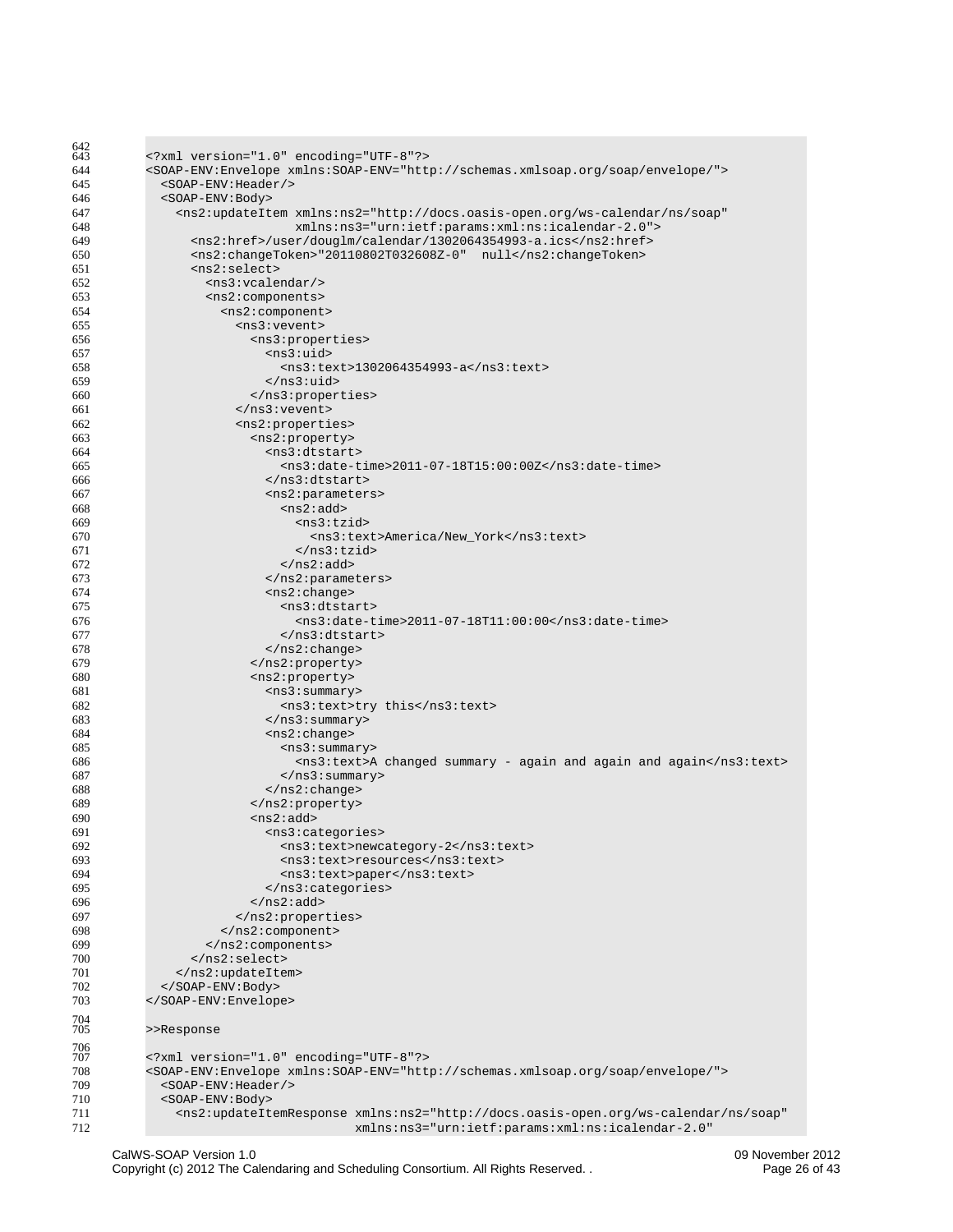```
<?xml version="1.0" encoding="UTF-8"?>
<SOAP-ENV:Envelope xmlns:SOAP-ENV="http://schemas.xmlsoap.org/soap/envelope/">
  <SOAP-ENV:Header/>
  <SOAP-ENV:Body>
    <ns2:updateItem xmlns:ns2="http://docs.oasis-open.org/ws-calendar/ns/soap"
                    xmlns:ns3="urn:ietf:params:xml:ns:icalendar-2.0">
      <ns2:href>/user/douglm/calendar/1302064354993-a.ics</ns2:href>
      <ns2:changeToken>"20110802T032608Z-0"  null</ns2:changeToken>
      <ns2:select>
        <ns3:vcalendar/>
        <ns2:components>
          <ns2:component>
            <ns3:vevent>
              <ns3:properties>
                <ns3:uid>
                  <ns3:text>1302064354993-a</ns3:text>
                </ns3:uid>
              </ns3:properties>
            </ns3:vevent>
            <ns2:properties>
              <ns2:property>
                <ns3:dtstart>
                  <ns3:date-time>2011-07-18T15:00:00Z</ns3:date-time>
                </ns3:dtstart>
                <ns2:parameters>
                  <ns2:add>
                    <ns3:tzid>
                      <ns3:text>America/New_York</ns3:text>
                    </ns3:tzid>
                  </ns2:add>
                </ns2:parameters>
                <ns2:change>
                  <ns3:dtstart>
                    <ns3:date-time>2011-07-18T11:00:00</ns3:date-time>
                  </ns3:dtstart>
                </ns2:change>
              </ns2:property>
              <ns2:property>
                <ns3:summary>
                  <ns3:text>try this</ns3:text>
                </ns3:summary>
                <ns2:change>
                  <ns3:summary>
                    <ns3:text>A changed summary - again and again and again</ns3:text>
                  </ns3:summary>
                </ns2:change>
              </ns2:property>
              <ns2:add>
                <ns3:categories>
                  <ns3:text>newcategory-2</ns3:text>
                  <ns3:text>resources</ns3:text>
                  <ns3:text>paper</ns3:text>
                </ns3:categories>
              </ns2:add>
            </ns2:properties>
          </ns2:component>
        </ns2:components>
      </ns2:select>
    </ns2:updateItem>
  </SOAP-ENV:Body>
</SOAP-ENV:Envelope>

>>Response

<?xml version="1.0" encoding="UTF-8"?>
<SOAP-ENV:Envelope xmlns:SOAP-ENV="http://schemas.xmlsoap.org/soap/envelope/">
  <SOAP-ENV:Header/>
  <SOAP-ENV:Body>
    <ns2:updateItemResponse xmlns:ns2="http://docs.oasis-open.org/ws-calendar/ns/soap"
                            xmlns:ns3="urn:ietf:params:xml:ns:icalendar-2.0"
```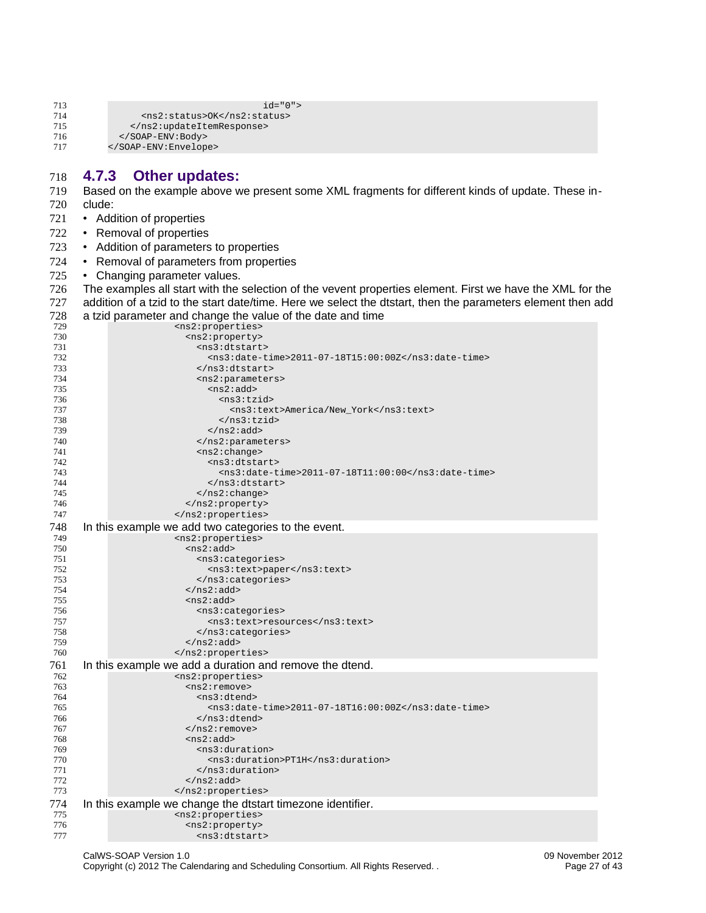```
                              id="0">
      <ns2:status>OK</ns2:status>
    </ns2:updateItemResponse>
  </SOAP-ENV:Body>
</SOAP-ENV:Envelope>
```

### 4.7.3 Other updates:

Based on the example above we present some XML fragments for different kinds of update. These include:

- Addition of properties
- Removal of properties
- Addition of parameters to properties
- Removal of parameters from properties
- Changing parameter values.

The examples all start with the selection of the vevent properties element. First we have the XML for the addition of a tzid to the start date/time. Here we select the dtstart, then the parameters element then add a tzid parameter and change the value of the date and time

```
<ns2:properties>
  <ns2:property>
    <ns3:dtstart>
      <ns3:date-time>2011-07-18T15:00:00Z</ns3:date-time>
    </ns3:dtstart>
    <ns2:parameters>
      <ns2:add>
        <ns3:tzid>
          <ns3:text>America/New_York</ns3:text>
        </ns3:tzid>
      </ns2:add>
    </ns2:parameters>
    <ns2:change>
      <ns3:dtstart>
        <ns3:date-time>2011-07-18T11:00:00</ns3:date-time>
      </ns3:dtstart>
    </ns2:change>
  </ns2:property>
</ns2:properties>
```

In this example we add two categories to the event.

```
<ns2:properties>
  <ns2:add>
    <ns3:categories>
      <ns3:text>paper</ns3:text>
    </ns3:categories>
  </ns2:add>
  <ns2:add>
    <ns3:categories>
      <ns3:text>resources</ns3:text>
    </ns3:categories>
  </ns2:add>
</ns2:properties>
```

In this example we add a duration and remove the dtend.

```
<ns2:properties>
  <ns2:remove>
    <ns3:dtend>
      <ns3:date-time>2011-07-18T16:00:00Z</ns3:date-time>
    </ns3:dtend>
  </ns2:remove>
  <ns2:add>
    <ns3:duration>
      <ns3:duration>PT1H</ns3:duration>
    </ns3:duration>
  </ns2:add>
</ns2:properties>
```

In this example we change the dtstart timezone identifier.

```
<ns2:properties>
  <ns2:property>
    <ns3:dtstart>
```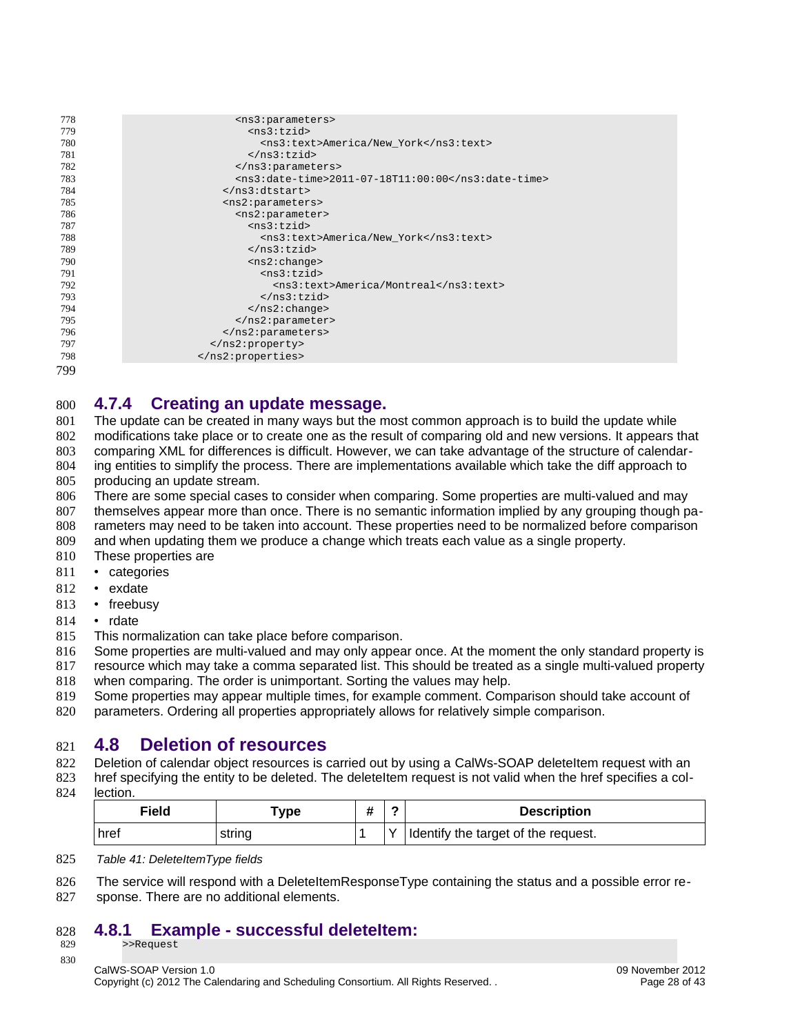```
                    <ns3:parameters>
                      <ns3:tzid>
                        <ns3:text>America/New_York</ns3:text>
                      </ns3:tzid>
                    </ns3:parameters>
                    <ns3:date-time>2011-07-18T11:00:00</ns3:date-time>
                  </ns3:dtstart>
                  <ns2:parameters>
                    <ns2:parameter>
                      <ns3:tzid>
                        <ns3:text>America/New_York</ns3:text>
                      </ns3:tzid>
                      <ns2:change>
                        <ns3:tzid>
                          <ns3:text>America/Montreal</ns3:text>
                        </ns3:tzid>
                      </ns2:change>
                    </ns2:parameter>
                  </ns2:parameters>
                </ns2:property>
              </ns2:properties>
```

### 4.7.4 Creating an update message.

The update can be created in many ways but the most common approach is to build the update while modifications take place or to create one as the result of comparing old and new versions. It appears that comparing XML for differences is difficult. However, we can take advantage of the structure of calendaring entities to simplify the process. There are implementations available which take the diff approach to producing an update stream.

There are some special cases to consider when comparing. Some properties are multi-valued and may themselves appear more than once. There is no semantic information implied by any grouping though parameters may need to be taken into account. These properties need to be normalized before comparison and when updating them we produce a change which treats each value as a single property.

These properties are

- categories
- exdate
- freebusy
- rdate

This normalization can take place before comparison.

Some properties are multi-valued and may only appear once. At the moment the only standard property is resource which may take a comma separated list. This should be treated as a single multi-valued property when comparing. The order is unimportant. Sorting the values may help.

Some properties may appear multiple times, for example comment. Comparison should take account of parameters. Ordering all properties appropriately allows for relatively simple comparison.

## 4.8 Deletion of resources

Deletion of calendar object resources is carried out by using a CalWs-SOAP deleteItem request with an href specifying the entity to be deleted. The deleteItem request is not valid when the href specifies a collection.

| Field | Type | # | ? | Description |
|---|---|---|---|---|
| href | string | 1 | Y | Identify the target of the request. |

*Table 41: DeleteItemType fields*

The service will respond with a DeleteItemResponseType containing the status and a possible error response. There are no additional elements.

### 4.8.1 Example - successful deleteItem:

```
>>Request
```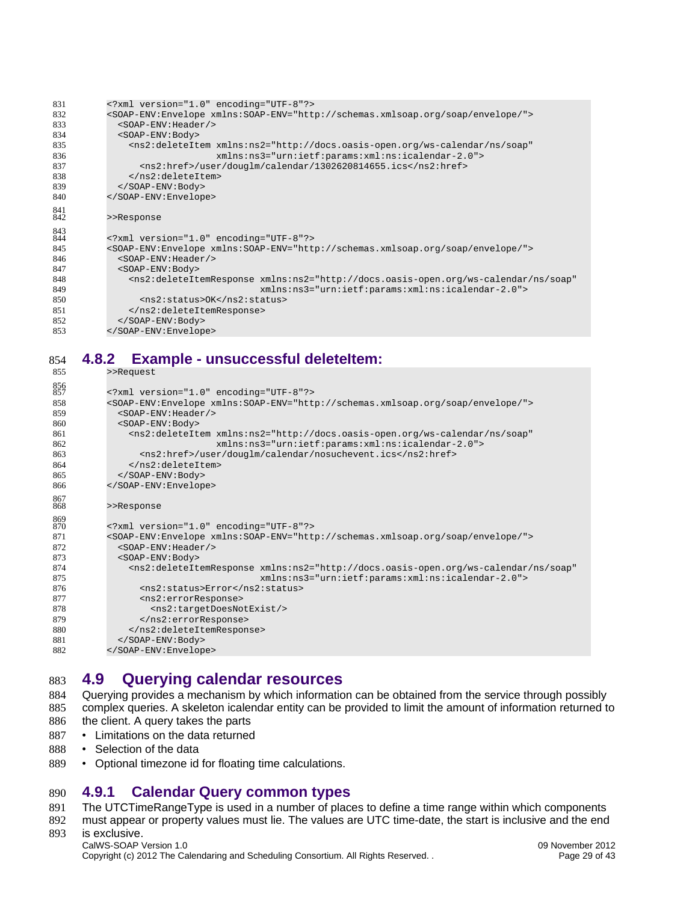```
<?xml version="1.0" encoding="UTF-8"?>
<SOAP-ENV:Envelope xmlns:SOAP-ENV="http://schemas.xmlsoap.org/soap/envelope/">
  <SOAP-ENV:Header/>
  <SOAP-ENV:Body>
    <ns2:deleteItem xmlns:ns2="http://docs.oasis-open.org/ws-calendar/ns/soap"
                    xmlns:ns3="urn:ietf:params:xml:ns:icalendar-2.0">
      <ns2:href>/user/douglm/calendar/1302620814655.ics</ns2:href>
    </ns2:deleteItem>
  </SOAP-ENV:Body>
</SOAP-ENV:Envelope>

>>Response

<?xml version="1.0" encoding="UTF-8"?>
<SOAP-ENV:Envelope xmlns:SOAP-ENV="http://schemas.xmlsoap.org/soap/envelope/">
  <SOAP-ENV:Header/>
  <SOAP-ENV:Body>
    <ns2:deleteItemResponse xmlns:ns2="http://docs.oasis-open.org/ws-calendar/ns/soap"
                            xmlns:ns3="urn:ietf:params:xml:ns:icalendar-2.0">
      <ns2:status>OK</ns2:status>
    </ns2:deleteItemResponse>
  </SOAP-ENV:Body>
</SOAP-ENV:Envelope>
```

### 4.8.2 Example - unsuccessful deleteItem:

```
>>Request

<?xml version="1.0" encoding="UTF-8"?>
<SOAP-ENV:Envelope xmlns:SOAP-ENV="http://schemas.xmlsoap.org/soap/envelope/">
  <SOAP-ENV:Header/>
  <SOAP-ENV:Body>
    <ns2:deleteItem xmlns:ns2="http://docs.oasis-open.org/ws-calendar/ns/soap"
                    xmlns:ns3="urn:ietf:params:xml:ns:icalendar-2.0">
      <ns2:href>/user/douglm/calendar/nosuchevent.ics</ns2:href>
    </ns2:deleteItem>
  </SOAP-ENV:Body>
</SOAP-ENV:Envelope>

>>Response

<?xml version="1.0" encoding="UTF-8"?>
<SOAP-ENV:Envelope xmlns:SOAP-ENV="http://schemas.xmlsoap.org/soap/envelope/">
  <SOAP-ENV:Header/>
  <SOAP-ENV:Body>
    <ns2:deleteItemResponse xmlns:ns2="http://docs.oasis-open.org/ws-calendar/ns/soap"
                            xmlns:ns3="urn:ietf:params:xml:ns:icalendar-2.0">
      <ns2:status>Error</ns2:status>
      <ns2:errorResponse>
        <ns2:targetDoesNotExist/>
      </ns2:errorResponse>
    </ns2:deleteItemResponse>
  </SOAP-ENV:Body>
</SOAP-ENV:Envelope>
```

## 4.9 Querying calendar resources

Querying provides a mechanism by which information can be obtained from the service through possibly complex queries. A skeleton icalendar entity can be provided to limit the amount of information returned to the client. A query takes the parts

- Limitations on the data returned
- Selection of the data
- Optional timezone id for floating time calculations.

### 4.9.1 Calendar Query common types

The UTCTimeRangeType is used in a number of places to define a time range within which components must appear or property values must lie. The values are UTC time-date, the start is inclusive and the end is exclusive.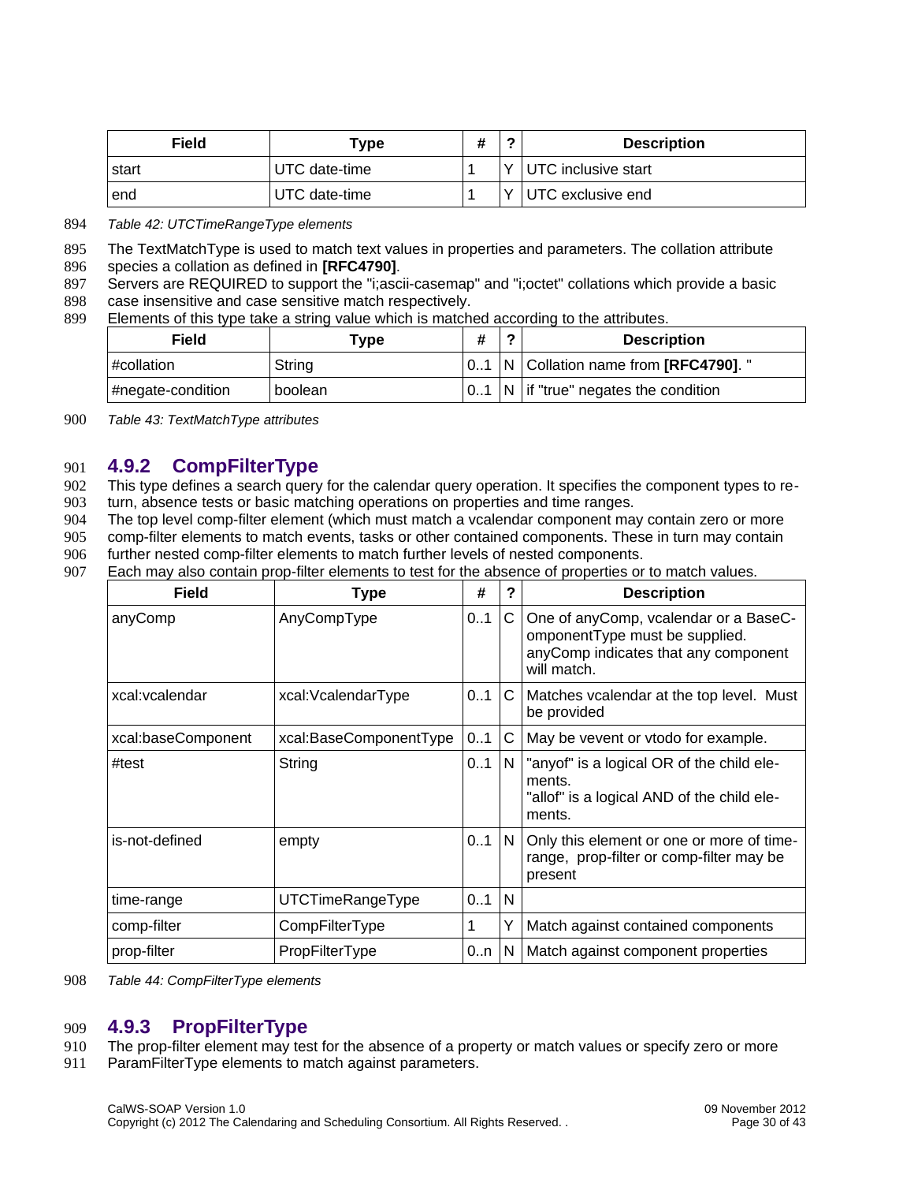| Field | Type | # | ? | Description |
|---|---|---|---|---|
| start | UTC date-time | 1 | Y | UTC inclusive start |
| end | UTC date-time | 1 | Y | UTC exclusive end |

*Table 42: UTCTimeRangeType elements*

The TextMatchType is used to match text values in properties and parameters. The collation attribute species a collation as defined in **[RFC4790]**.

Servers are REQUIRED to support the "i;ascii-casemap" and "i;octet" collations which provide a basic case insensitive and case sensitive match respectively.

Elements of this type take a string value which is matched according to the attributes.

| Field | Type | # | ? | Description |
|---|---|---|---|---|
| #collation | String | 0..1 | N | Collation name from **[RFC4790]**. " |
| #negate-condition | boolean | 0..1 | N | if "true" negates the condition |

*Table 43: TextMatchType attributes*

## 4.9.2 CompFilterType

This type defines a search query for the calendar query operation. It specifies the component types to return, absence tests or basic matching operations on properties and time ranges.

The top level comp-filter element (which must match a vcalendar component may contain zero or more comp-filter elements to match events, tasks or other contained components. These in turn may contain further nested comp-filter elements to match further levels of nested components.

Each may also contain prop-filter elements to test for the absence of properties or to match values.

| Field | Type | # | ? | Description |
|---|---|---|---|---|
| anyComp | AnyCompType | 0..1 | C | One of anyComp, vcalendar or a BaseComponentType must be supplied. anyComp indicates that any component will match. |
| xcal:vcalendar | xcal:VcalendarType | 0..1 | C | Matches vcalendar at the top level. Must be provided |
| xcal:baseComponent | xcal:BaseComponentType | 0..1 | C | May be vevent or vtodo for example. |
| #test | String | 0..1 | N | "anyof" is a logical OR of the child elements. "allof" is a logical AND of the child elements. |
| is-not-defined | empty | 0..1 | N | Only this element or one or more of time-range, prop-filter or comp-filter may be present |
| time-range | UTCTimeRangeType | 0..1 | N | |
| comp-filter | CompFilterType | 1 | Y | Match against contained components |
| prop-filter | PropFilterType | 0..n | N | Match against component properties |

*Table 44: CompFilterType elements*

## 4.9.3 PropFilterType

The prop-filter element may test for the absence of a property or match values or specify zero or more ParamFilterType elements to match against parameters.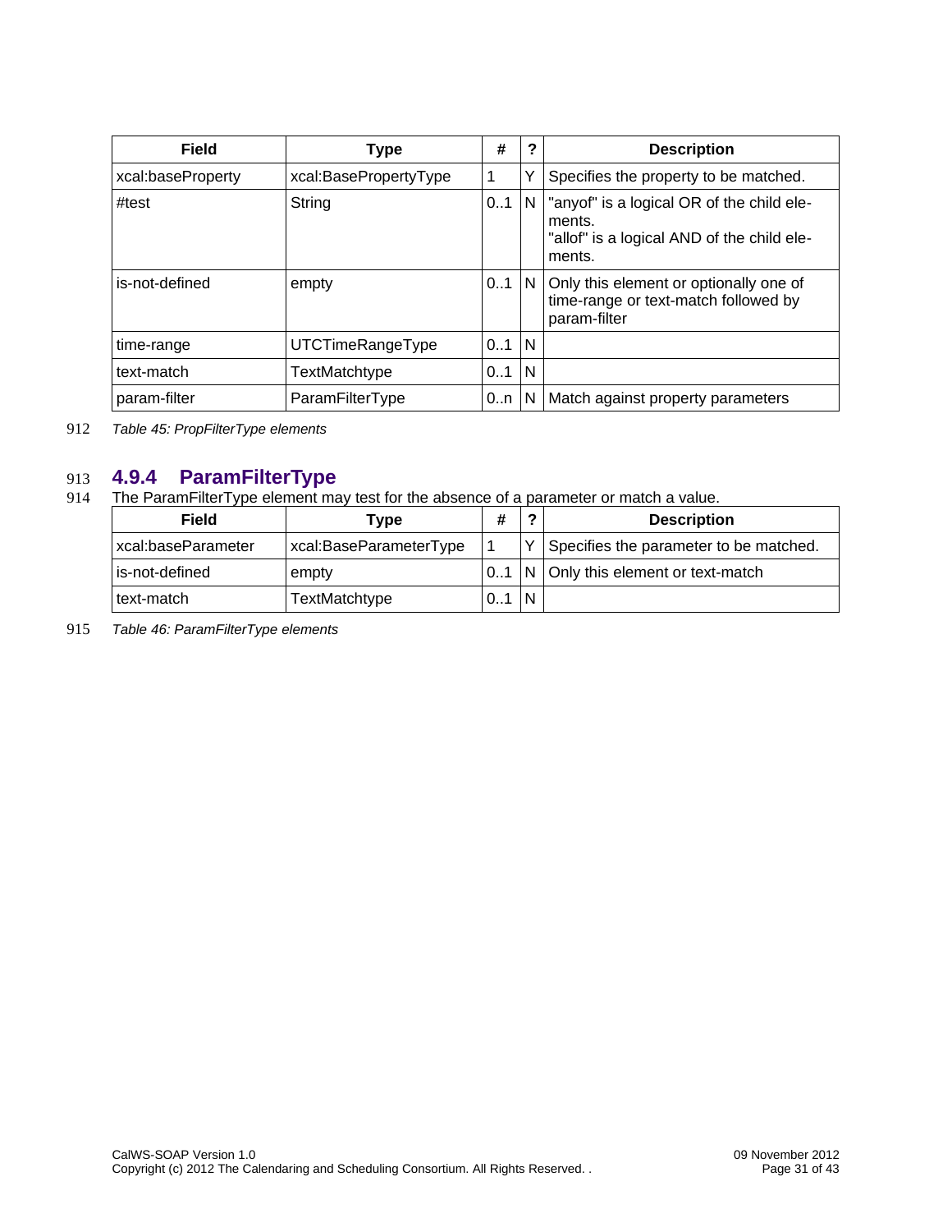| Field | Type | # | ? | Description |
|---|---|---|---|---|
| xcal:baseProperty | xcal:BasePropertyType | 1 | Y | Specifies the property to be matched. |
| #test | String | 0..1 | N | "anyof" is a logical OR of the child elements.<br>"allof" is a logical AND of the child elements. |
| is-not-defined | empty | 0..1 | N | Only this element or optionally one of time-range or text-match followed by param-filter |
| time-range | UTCTimeRangeType | 0..1 | N | |
| text-match | TextMatchtype | 0..1 | N | |
| param-filter | ParamFilterType | 0..n | N | Match against property parameters |

*Table 45: PropFilterType elements*

### 4.9.4 ParamFilterType

The ParamFilterType element may test for the absence of a parameter or match a value.

| Field | Type | # | ? | Description |
|---|---|---|---|---|
| xcal:baseParameter | xcal:BaseParameterType | 1 | Y | Specifies the parameter to be matched. |
| is-not-defined | empty | 0..1 | N | Only this element or text-match |
| text-match | TextMatchtype | 0..1 | N | |

*Table 46: ParamFilterType elements*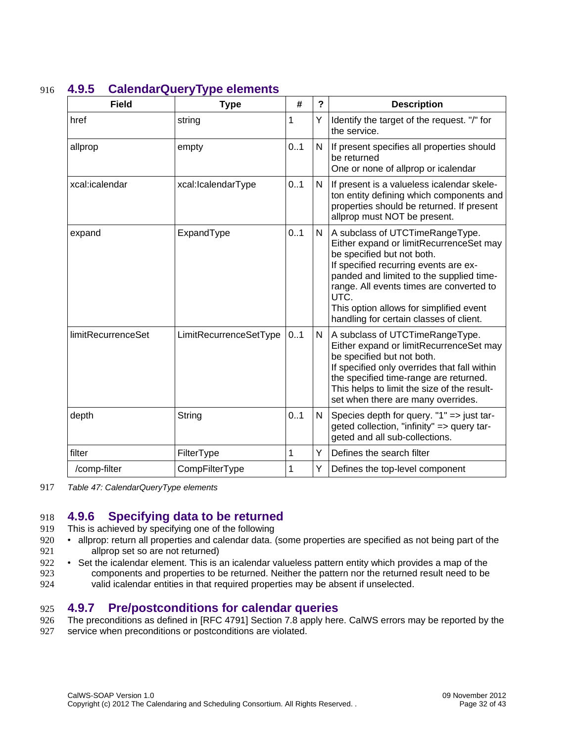### 4.9.5 CalendarQueryType elements

| Field | Type | # | ? | Description |
|---|---|---|---|---|
| href | string | 1 | Y | Identify the target of the request. "/" for the service. |
| allprop | empty | 0..1 | N | If present specifies all properties should be returned<br>One or none of allprop or icalendar |
| xcal:icalendar | xcal:IcalendarType | 0..1 | N | If present is a valueless icalendar skeleton entity defining which components and properties should be returned. If present allprop must NOT be present. |
| expand | ExpandType | 0..1 | N | A subclass of UTCTimeRangeType. Either expand or limitRecurrenceSet may be specified but not both.<br>If specified recurring events are expanded and limited to the supplied time-range. All events times are converted to UTC.<br>This option allows for simplified event handling for certain classes of client. |
| limitRecurrenceSet | LimitRecurrenceSetType | 0..1 | N | A subclass of UTCTimeRangeType. Either expand or limitRecurrenceSet may be specified but not both.<br>If specified only overrides that fall within the specified time-range are returned. This helps to limit the size of the result-set when there are many overrides. |
| depth | String | 0..1 | N | Species depth for query. "1" => just targeted collection, "infinity" => query targeted and all sub-collections. |
| filter | FilterType | 1 | Y | Defines the search filter |
| /comp-filter | CompFilterType | 1 | Y | Defines the top-level component |

*Table 47: CalendarQueryType elements*

### 4.9.6 Specifying data to be returned

This is achieved by specifying one of the following

- allprop: return all properties and calendar data. (some properties are specified as not being part of the allprop set so are not returned)
- Set the icalendar element. This is an icalendar valueless pattern entity which provides a map of the components and properties to be returned. Neither the pattern nor the returned result need to be valid icalendar entities in that required properties may be absent if unselected.

### 4.9.7 Pre/postconditions for calendar queries

The preconditions as defined in [RFC 4791] Section 7.8 apply here. CalWS errors may be reported by the service when preconditions or postconditions are violated.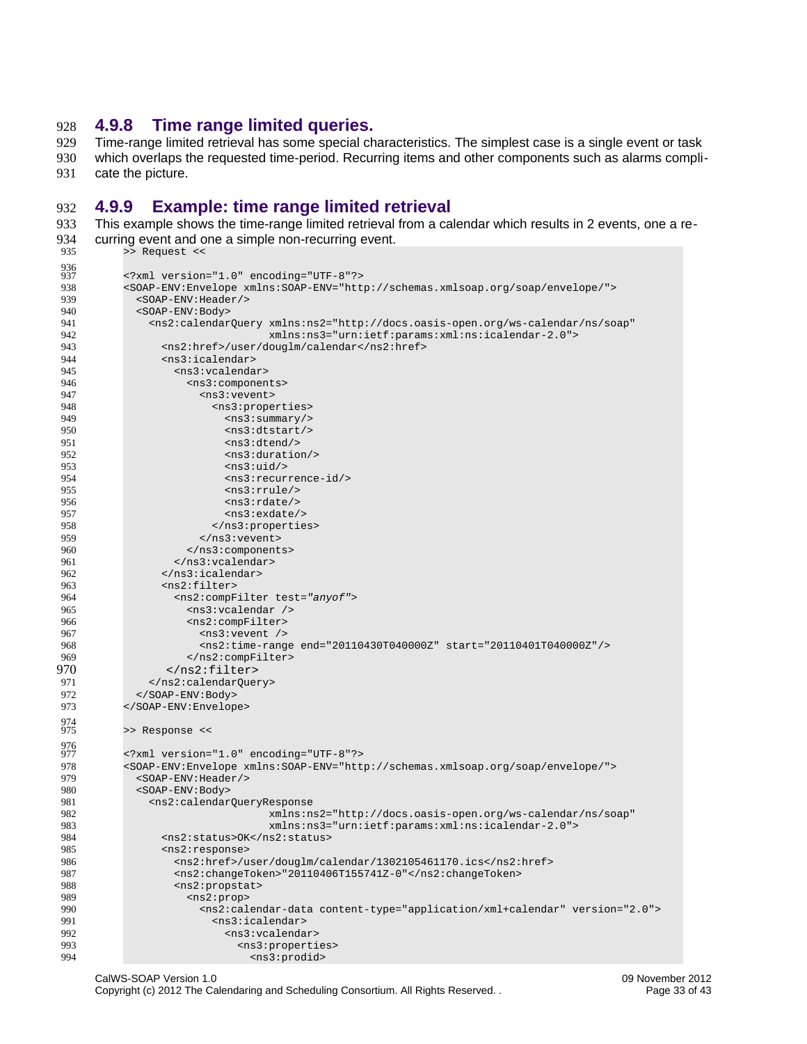### 4.9.8 Time range limited queries.

Time-range limited retrieval has some special characteristics. The simplest case is a single event or task which overlaps the requested time-period. Recurring items and other components such as alarms complicate the picture.

### 4.9.9 Example: time range limited retrieval

This example shows the time-range limited retrieval from a calendar which results in 2 events, one a recurring event and one a simple non-recurring event.

```
>> Request <<

<?xml version="1.0" encoding="UTF-8"?>
<SOAP-ENV:Envelope xmlns:SOAP-ENV="http://schemas.xmlsoap.org/soap/envelope/">
  <SOAP-ENV:Header/>
  <SOAP-ENV:Body>
    <ns2:calendarQuery xmlns:ns2="http://docs.oasis-open.org/ws-calendar/ns/soap"
                       xmlns:ns3="urn:ietf:params:xml:ns:icalendar-2.0">
      <ns2:href>/user/douglm/calendar</ns2:href>
      <ns3:icalendar>
        <ns3:vcalendar>
          <ns3:components>
            <ns3:vevent>
              <ns3:properties>
                <ns3:summary/>
                <ns3:dtstart/>
                <ns3:dtend/>
                <ns3:duration/>
                <ns3:uid/>
                <ns3:recurrence-id/>
                <ns3:rrule/>
                <ns3:rdate/>
                <ns3:exdate/>
              </ns3:properties>
            </ns3:vevent>
          </ns3:components>
        </ns3:vcalendar>
      </ns3:icalendar>
      <ns2:filter>
        <ns2:compFilter test="anyof">
          <ns3:vcalendar />
          <ns2:compFilter>
            <ns3:vevent />
            <ns2:time-range end="20110430T040000Z" start="20110401T040000Z"/>
          </ns2:compFilter>
       </ns2:filter>
    </ns2:calendarQuery>
  </SOAP-ENV:Body>
</SOAP-ENV:Envelope>

>> Response <<

<?xml version="1.0" encoding="UTF-8"?>
<SOAP-ENV:Envelope xmlns:SOAP-ENV="http://schemas.xmlsoap.org/soap/envelope/">
  <SOAP-ENV:Header/>
  <SOAP-ENV:Body>
    <ns2:calendarQueryResponse
                       xmlns:ns2="http://docs.oasis-open.org/ws-calendar/ns/soap"
                       xmlns:ns3="urn:ietf:params:xml:ns:icalendar-2.0">
      <ns2:status>OK</ns2:status>
      <ns2:response>
        <ns2:href>/user/douglm/calendar/1302105461170.ics</ns2:href>
        <ns2:changeToken>"20110406T155741Z-0"</ns2:changeToken>
        <ns2:propstat>
          <ns2:prop>
            <ns2:calendar-data content-type="application/xml+calendar" version="2.0">
              <ns3:icalendar>
                <ns3:vcalendar>
                  <ns3:properties>
                    <ns3:prodid>
```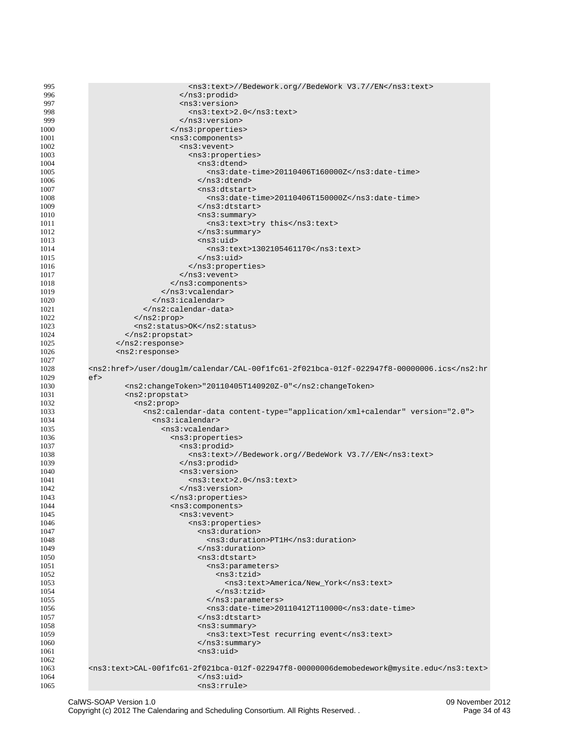```
995                         <ns3:text>//Bedework.org//BedeWork V3.7//EN</ns3:text>
996                       </ns3:prodid>
997                       <ns3:version>
998                         <ns3:text>2.0</ns3:text>
999                       </ns3:version>
1000                    </ns3:properties>
1001                    <ns3:components>
1002                      <ns3:vevent>
1003                        <ns3:properties>
1004                          <ns3:dtend>
1005                            <ns3:date-time>20110406T160000Z</ns3:date-time>
1006                          </ns3:dtend>
1007                          <ns3:dtstart>
1008                            <ns3:date-time>20110406T150000Z</ns3:date-time>
1009                          </ns3:dtstart>
1010                          <ns3:summary>
1011                            <ns3:text>try this</ns3:text>
1012                          </ns3:summary>
1013                          <ns3:uid>
1014                            <ns3:text>1302105461170</ns3:text>
1015                          </ns3:uid>
1016                        </ns3:properties>
1017                      </ns3:vevent>
1018                    </ns3:components>
1019                  </ns3:vcalendar>
1020                </ns3:icalendar>
1021              </ns2:calendar-data>
1022            </ns2:prop>
1023            <ns2:status>OK</ns2:status>
1024          </ns2:propstat>
1025        </ns2:response>
1026        <ns2:response>
1027
1028  <ns2:href>/user/douglm/calendar/CAL-00f1fc61-2f021bca-012f-022947f8-00000006.ics</ns2:hr
1029  ef>
1030          <ns2:changeToken>"20110405T140920Z-0"</ns2:changeToken>
1031          <ns2:propstat>
1032            <ns2:prop>
1033              <ns2:calendar-data content-type="application/xml+calendar" version="2.0">
1034                <ns3:icalendar>
1035                  <ns3:vcalendar>
1036                    <ns3:properties>
1037                      <ns3:prodid>
1038                        <ns3:text>//Bedework.org//BedeWork V3.7//EN</ns3:text>
1039                      </ns3:prodid>
1040                      <ns3:version>
1041                        <ns3:text>2.0</ns3:text>
1042                      </ns3:version>
1043                    </ns3:properties>
1044                    <ns3:components>
1045                      <ns3:vevent>
1046                        <ns3:properties>
1047                          <ns3:duration>
1048                            <ns3:duration>PT1H</ns3:duration>
1049                          </ns3:duration>
1050                          <ns3:dtstart>
1051                            <ns3:parameters>
1052                              <ns3:tzid>
1053                                <ns3:text>America/New_York</ns3:text>
1054                              </ns3:tzid>
1055                            </ns3:parameters>
1056                            <ns3:date-time>20110412T110000</ns3:date-time>
1057                          </ns3:dtstart>
1058                          <ns3:summary>
1059                            <ns3:text>Test recurring event</ns3:text>
1060                          </ns3:summary>
1061                          <ns3:uid>
1062
1063  <ns3:text>CAL-00f1fc61-2f021bca-012f-022947f8-00000006demobedework@mysite.edu</ns3:text>
1064                          </ns3:uid>
1065                          <ns3:rrule>
```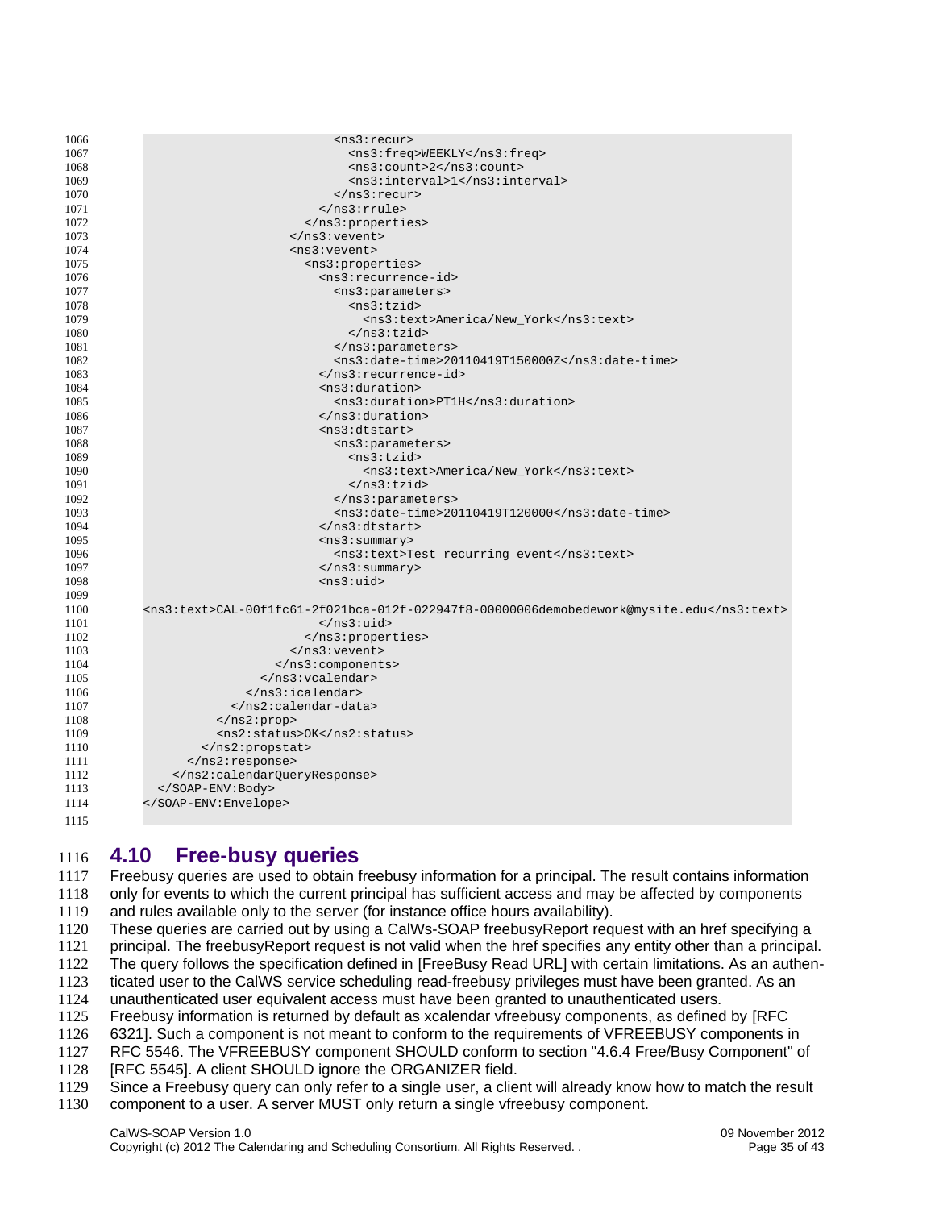```
                              <ns3:recur>
                                <ns3:freq>WEEKLY</ns3:freq>
                                <ns3:count>2</ns3:count>
                                <ns3:interval>1</ns3:interval>
                              </ns3:recur>
                            </ns3:rrule>
                          </ns3:properties>
                        </ns3:vevent>
                        <ns3:vevent>
                          <ns3:properties>
                            <ns3:recurrence-id>
                              <ns3:parameters>
                                <ns3:tzid>
                                  <ns3:text>America/New_York</ns3:text>
                                </ns3:tzid>
                              </ns3:parameters>
                              <ns3:date-time>20110419T150000Z</ns3:date-time>
                            </ns3:recurrence-id>
                            <ns3:duration>
                              <ns3:duration>PT1H</ns3:duration>
                            </ns3:duration>
                            <ns3:dtstart>
                              <ns3:parameters>
                                <ns3:tzid>
                                  <ns3:text>America/New_York</ns3:text>
                                </ns3:tzid>
                              </ns3:parameters>
                              <ns3:date-time>20110419T120000</ns3:date-time>
                            </ns3:dtstart>
                            <ns3:summary>
                              <ns3:text>Test recurring event</ns3:text>
                            </ns3:summary>
                            <ns3:uid>

<ns3:text>CAL-00f1fc61-2f021bca-012f-022947f8-00000006demobedework@mysite.edu</ns3:text>
                            </ns3:uid>
                          </ns3:properties>
                        </ns3:vevent>
                      </ns3:components>
                    </ns3:vcalendar>
                  </ns3:icalendar>
                </ns2:calendar-data>
              </ns2:prop>
              <ns2:status>OK</ns2:status>
            </ns2:propstat>
          </ns2:response>
        </ns2:calendarQueryResponse>
      </SOAP-ENV:Body>
    </SOAP-ENV:Envelope>
```

## 4.10 Free-busy queries

Freebusy queries are used to obtain freebusy information for a principal. The result contains information only for events to which the current principal has sufficient access and may be affected by components and rules available only to the server (for instance office hours availability).

These queries are carried out by using a CalWs-SOAP freebusyReport request with an href specifying a principal. The freebusyReport request is not valid when the href specifies any entity other than a principal. The query follows the specification defined in [FreeBusy Read URL] with certain limitations. As an authenticated user to the CalWS service scheduling read-freebusy privileges must have been granted. As an unauthenticated user equivalent access must have been granted to unauthenticated users.

Freebusy information is returned by default as xcalendar vfreebusy components, as defined by [RFC 6321]. Such a component is not meant to conform to the requirements of VFREEBUSY components in RFC 5546. The VFREEBUSY component SHOULD conform to section "4.6.4 Free/Busy Component" of [RFC 5545]. A client SHOULD ignore the ORGANIZER field.

Since a Freebusy query can only refer to a single user, a client will already know how to match the result component to a user. A server MUST only return a single vfreebusy component.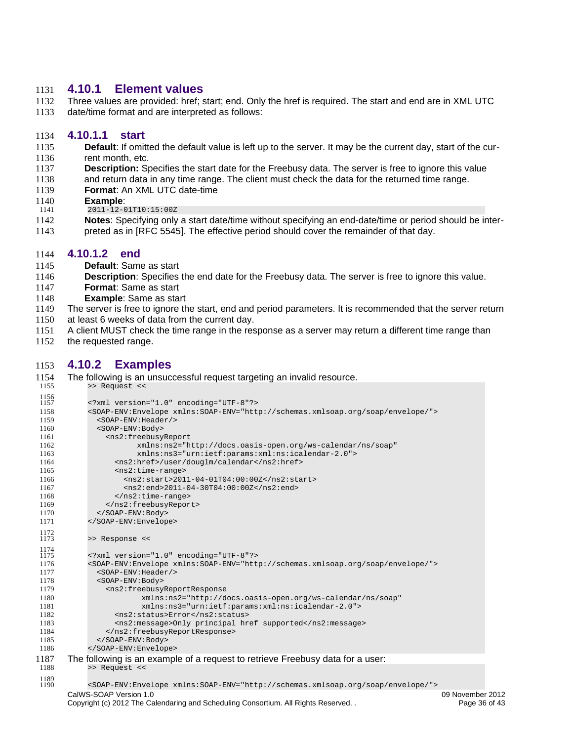### 4.10.1 Element values

Three values are provided: href; start; end. Only the href is required. The start and end are in XML UTC date/time format and are interpreted as follows:

#### 4.10.1.1 start

**Default**: If omitted the default value is left up to the server. It may be the current day, start of the current month, etc.
**Description:** Specifies the start date for the Freebusy data. The server is free to ignore this value and return data in any time range. The client must check the data for the returned time range.
**Format**: An XML UTC date-time
**Example**:

```
2011-12-01T10:15:00Z
```

**Notes**: Specifying only a start date/time without specifying an end-date/time or period should be interpreted as in [RFC 5545]. The effective period should cover the remainder of that day.

#### 4.10.1.2 end

**Default**: Same as start
**Description**: Specifies the end date for the Freebusy data. The server is free to ignore this value.
**Format**: Same as start
**Example**: Same as start

The server is free to ignore the start, end and period parameters. It is recommended that the server return at least 6 weeks of data from the current day.

A client MUST check the time range in the response as a server may return a different time range than the requested range.

### 4.10.2 Examples

The following is an unsuccessful request targeting an invalid resource.

```
>> Request <<

<?xml version="1.0" encoding="UTF-8"?>
<SOAP-ENV:Envelope xmlns:SOAP-ENV="http://schemas.xmlsoap.org/soap/envelope/">
  <SOAP-ENV:Header/>
  <SOAP-ENV:Body>
    <ns2:freebusyReport
          xmlns:ns2="http://docs.oasis-open.org/ws-calendar/ns/soap"
          xmlns:ns3="urn:ietf:params:xml:ns:icalendar-2.0">
      <ns2:href>/user/douglm/calendar</ns2:href>
      <ns2:time-range>
        <ns2:start>2011-04-01T04:00:00Z</ns2:start>
        <ns2:end>2011-04-30T04:00:00Z</ns2:end>
      </ns2:time-range>
    </ns2:freebusyReport>
  </SOAP-ENV:Body>
</SOAP-ENV:Envelope>

>> Response <<

<?xml version="1.0" encoding="UTF-8"?>
<SOAP-ENV:Envelope xmlns:SOAP-ENV="http://schemas.xmlsoap.org/soap/envelope/">
  <SOAP-ENV:Header/>
  <SOAP-ENV:Body>
    <ns2:freebusyReportResponse
           xmlns:ns2="http://docs.oasis-open.org/ws-calendar/ns/soap"
           xmlns:ns3="urn:ietf:params:xml:ns:icalendar-2.0">
      <ns2:status>Error</ns2:status>
      <ns2:message>Only principal href supported</ns2:message>
    </ns2:freebusyReportResponse>
  </SOAP-ENV:Body>
</SOAP-ENV:Envelope>
```

The following is an example of a request to retrieve Freebusy data for a user:

```
>> Request <<

<SOAP-ENV:Envelope xmlns:SOAP-ENV="http://schemas.xmlsoap.org/soap/envelope/">
```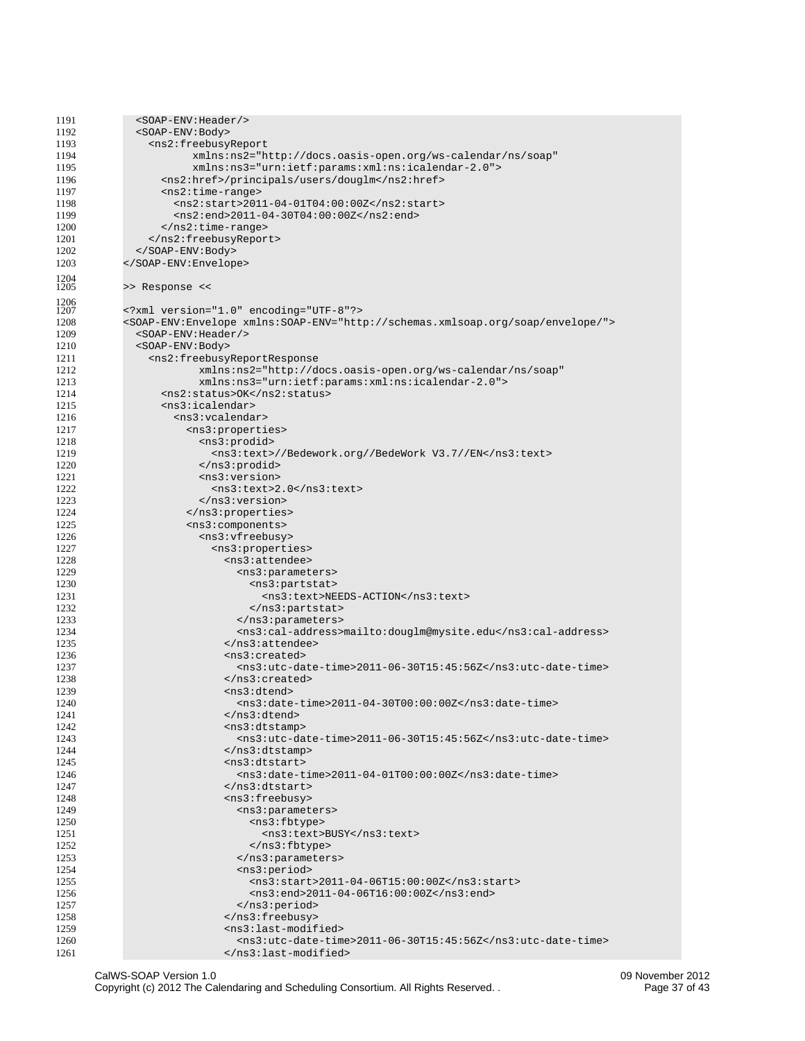```
  <SOAP-ENV:Header/>
  <SOAP-ENV:Body>
    <ns2:freebusyReport
          xmlns:ns2="http://docs.oasis-open.org/ws-calendar/ns/soap"
          xmlns:ns3="urn:ietf:params:xml:ns:icalendar-2.0">
      <ns2:href>/principals/users/douglm</ns2:href>
      <ns2:time-range>
        <ns2:start>2011-04-01T04:00:00Z</ns2:start>
        <ns2:end>2011-04-30T04:00:00Z</ns2:end>
      </ns2:time-range>
    </ns2:freebusyReport>
  </SOAP-ENV:Body>
</SOAP-ENV:Envelope>

>> Response <<

<?xml version="1.0" encoding="UTF-8"?>
<SOAP-ENV:Envelope xmlns:SOAP-ENV="http://schemas.xmlsoap.org/soap/envelope/">
  <SOAP-ENV:Header/>
  <SOAP-ENV:Body>
    <ns2:freebusyReportResponse
           xmlns:ns2="http://docs.oasis-open.org/ws-calendar/ns/soap"
           xmlns:ns3="urn:ietf:params:xml:ns:icalendar-2.0">
      <ns2:status>OK</ns2:status>
      <ns3:icalendar>
        <ns3:vcalendar>
          <ns3:properties>
            <ns3:prodid>
              <ns3:text>//Bedework.org//BedeWork V3.7//EN</ns3:text>
            </ns3:prodid>
            <ns3:version>
              <ns3:text>2.0</ns3:text>
            </ns3:version>
          </ns3:properties>
          <ns3:components>
            <ns3:vfreebusy>
              <ns3:properties>
                <ns3:attendee>
                  <ns3:parameters>
                    <ns3:partstat>
                      <ns3:text>NEEDS-ACTION</ns3:text>
                    </ns3:partstat>
                  </ns3:parameters>
                  <ns3:cal-address>mailto:douglm@mysite.edu</ns3:cal-address>
                </ns3:attendee>
                <ns3:created>
                  <ns3:utc-date-time>2011-06-30T15:45:56Z</ns3:utc-date-time>
                </ns3:created>
                <ns3:dtend>
                  <ns3:date-time>2011-04-30T00:00:00Z</ns3:date-time>
                </ns3:dtend>
                <ns3:dtstamp>
                  <ns3:utc-date-time>2011-06-30T15:45:56Z</ns3:utc-date-time>
                </ns3:dtstamp>
                <ns3:dtstart>
                  <ns3:date-time>2011-04-01T00:00:00Z</ns3:date-time>
                </ns3:dtstart>
                <ns3:freebusy>
                  <ns3:parameters>
                    <ns3:fbtype>
                      <ns3:text>BUSY</ns3:text>
                    </ns3:fbtype>
                  </ns3:parameters>
                  <ns3:period>
                    <ns3:start>2011-04-06T15:00:00Z</ns3:start>
                    <ns3:end>2011-04-06T16:00:00Z</ns3:end>
                  </ns3:period>
                </ns3:freebusy>
                <ns3:last-modified>
                  <ns3:utc-date-time>2011-06-30T15:45:56Z</ns3:utc-date-time>
                </ns3:last-modified>
```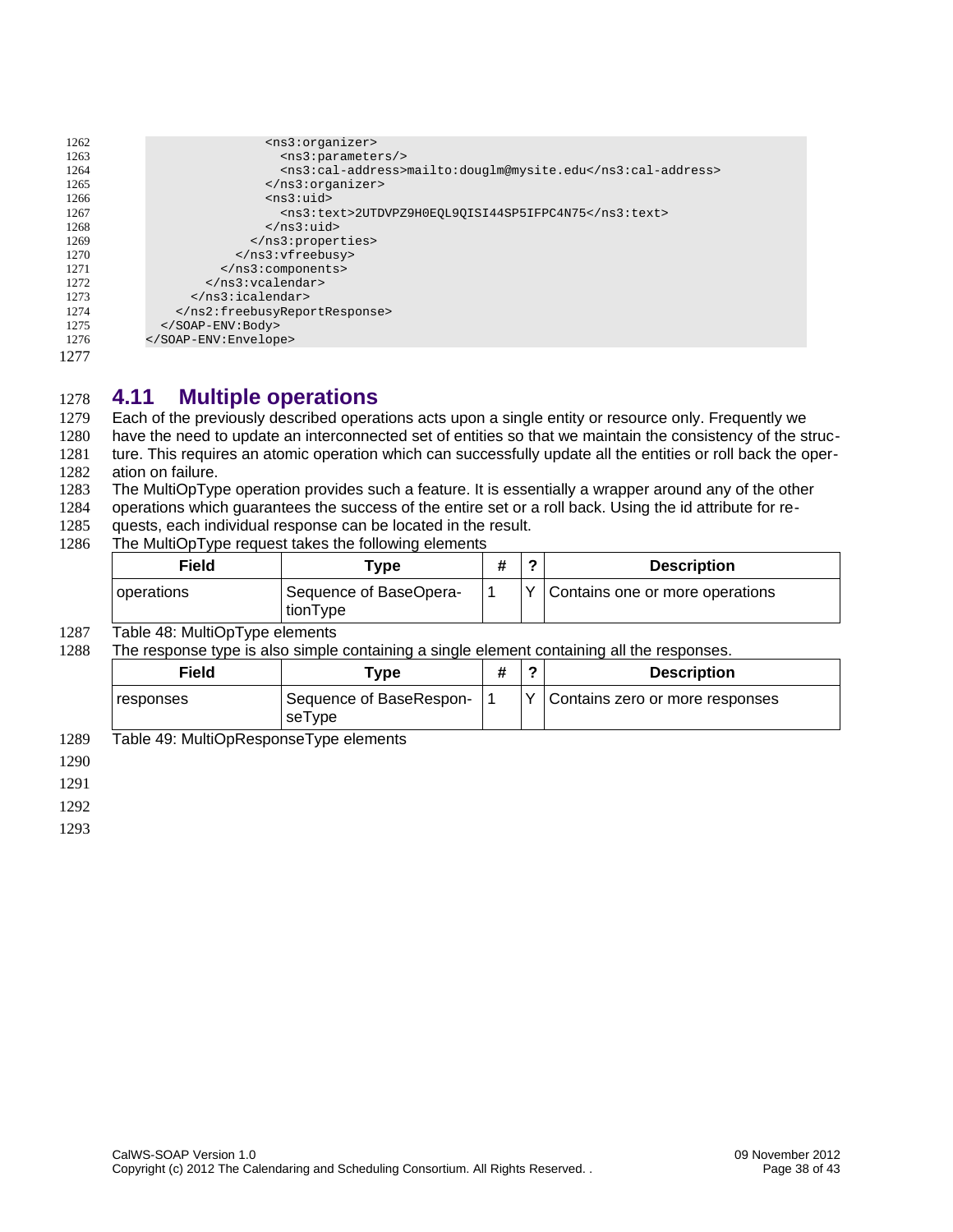```
                  <ns3:organizer>
                    <ns3:parameters/>
                    <ns3:cal-address>mailto:douglm@mysite.edu</ns3:cal-address>
                  </ns3:organizer>
                  <ns3:uid>
                    <ns3:text>2UTDVPZ9H0EQL9QISI44SP5IFPC4N75</ns3:text>
                  </ns3:uid>
                </ns3:properties>
              </ns3:vfreebusy>
            </ns3:components>
          </ns3:vcalendar>
        </ns3:icalendar>
      </ns2:freebusyReportResponse>
    </SOAP-ENV:Body>
  </SOAP-ENV:Envelope>
```

## 4.11 Multiple operations

Each of the previously described operations acts upon a single entity or resource only. Frequently we have the need to update an interconnected set of entities so that we maintain the consistency of the structure. This requires an atomic operation which can successfully update all the entities or roll back the operation on failure.

The MultiOpType operation provides such a feature. It is essentially a wrapper around any of the other operations which guarantees the success of the entire set or a roll back. Using the id attribute for requests, each individual response can be located in the result.

The MultiOpType request takes the following elements

| Field | Type | # | ? | Description |
|---|---|---|---|---|
| operations | Sequence of BaseOperationType | 1 | Y | Contains one or more operations |

Table 48: MultiOpType elements

The response type is also simple containing a single element containing all the responses.

| Field | Type | # | ? | Description |
|---|---|---|---|---|
| responses | Sequence of BaseResponseType | 1 | Y | Contains zero or more responses |

Table 49: MultiOpResponseType elements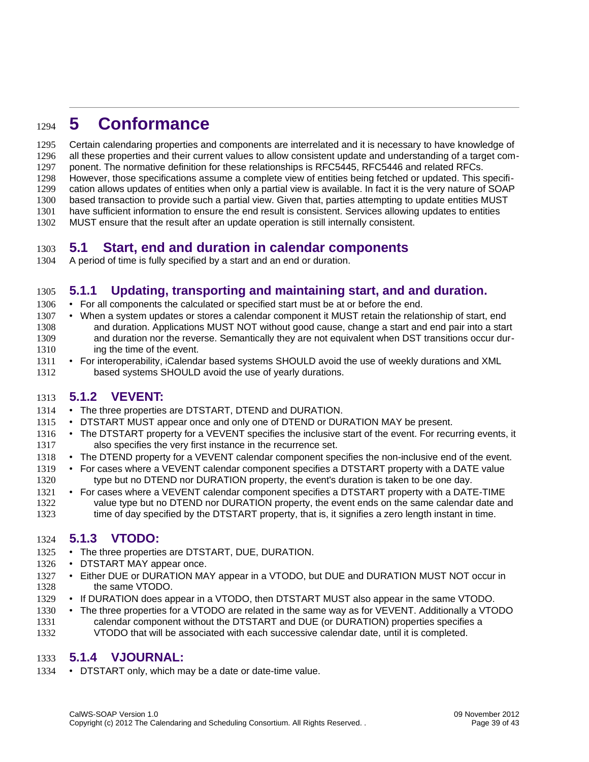# 5 Conformance

Certain calendaring properties and components are interrelated and it is necessary to have knowledge of all these properties and their current values to allow consistent update and understanding of a target component. The normative definition for these relationships is RFC5445, RFC5446 and related RFCs. However, those specifications assume a complete view of entities being fetched or updated. This specification allows updates of entities when only a partial view is available. In fact it is the very nature of SOAP based transaction to provide such a partial view. Given that, parties attempting to update entities MUST have sufficient information to ensure the end result is consistent. Services allowing updates to entities MUST ensure that the result after an update operation is still internally consistent.

## 5.1 Start, end and duration in calendar components

A period of time is fully specified by a start and an end or duration.

### 5.1.1 Updating, transporting and maintaining start, and and duration.

- For all components the calculated or specified start must be at or before the end.
- When a system updates or stores a calendar component it MUST retain the relationship of start, end and duration. Applications MUST NOT without good cause, change a start and end pair into a start and duration nor the reverse. Semantically they are not equivalent when DST transitions occur during the time of the event.
- For interoperability, iCalendar based systems SHOULD avoid the use of weekly durations and XML based systems SHOULD avoid the use of yearly durations.

### 5.1.2 VEVENT:

- The three properties are DTSTART, DTEND and DURATION.
- DTSTART MUST appear once and only one of DTEND or DURATION MAY be present.
- The DTSTART property for a VEVENT specifies the inclusive start of the event. For recurring events, it also specifies the very first instance in the recurrence set.
- The DTEND property for a VEVENT calendar component specifies the non-inclusive end of the event.
- For cases where a VEVENT calendar component specifies a DTSTART property with a DATE value type but no DTEND nor DURATION property, the event's duration is taken to be one day.
- For cases where a VEVENT calendar component specifies a DTSTART property with a DATE-TIME value type but no DTEND nor DURATION property, the event ends on the same calendar date and time of day specified by the DTSTART property, that is, it signifies a zero length instant in time.

### 5.1.3 VTODO:

- The three properties are DTSTART, DUE, DURATION.
- DTSTART MAY appear once.
- Either DUE or DURATION MAY appear in a VTODO, but DUE and DURATION MUST NOT occur in the same VTODO.
- If DURATION does appear in a VTODO, then DTSTART MUST also appear in the same VTODO.
- The three properties for a VTODO are related in the same way as for VEVENT. Additionally a VTODO calendar component without the DTSTART and DUE (or DURATION) properties specifies a VTODO that will be associated with each successive calendar date, until it is completed.

### 5.1.4 VJOURNAL:

- DTSTART only, which may be a date or date-time value.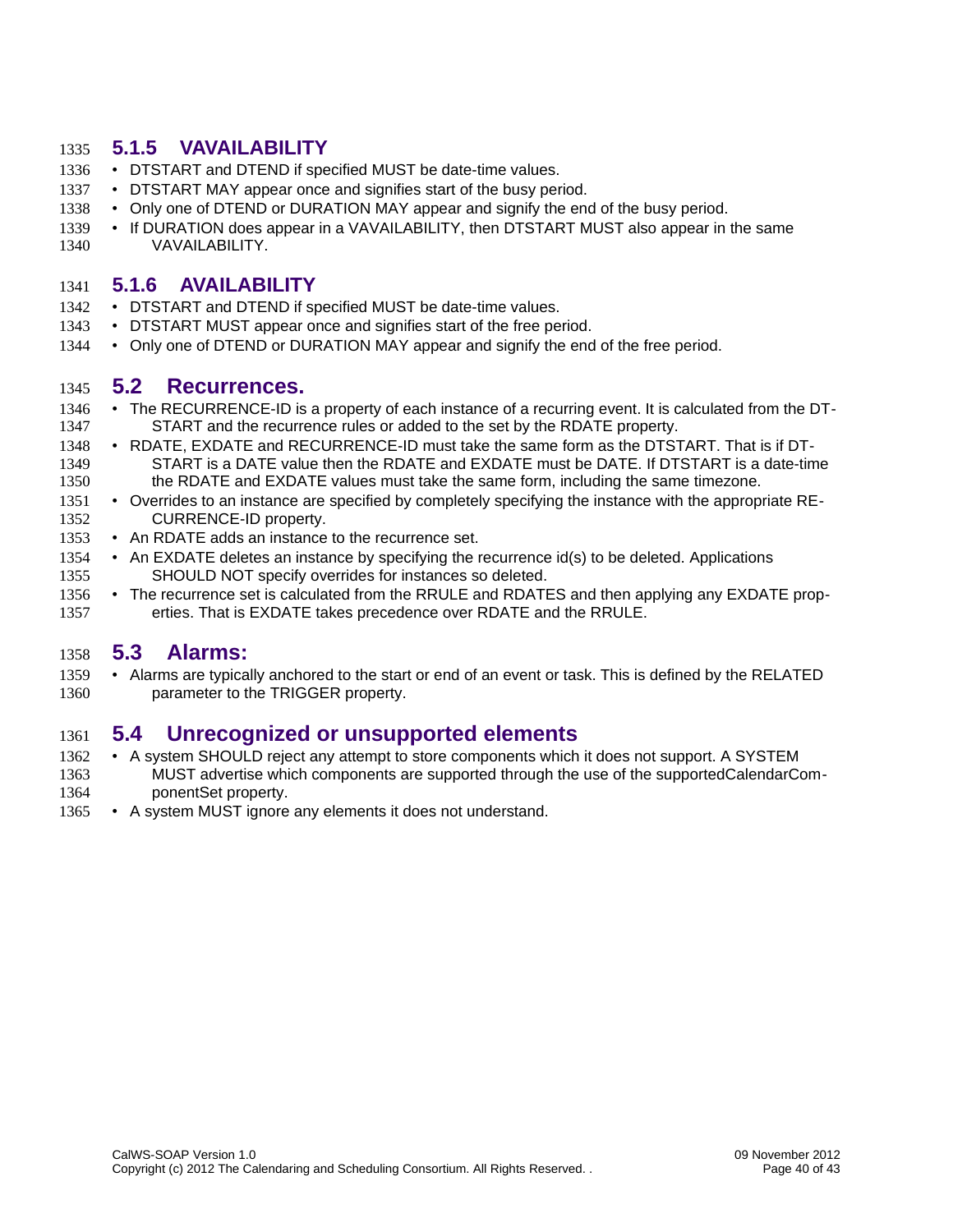### 5.1.5 VAVAILABILITY

- DTSTART and DTEND if specified MUST be date-time values.
- DTSTART MAY appear once and signifies start of the busy period.
- Only one of DTEND or DURATION MAY appear and signify the end of the busy period.
- If DURATION does appear in a VAVAILABILITY, then DTSTART MUST also appear in the same VAVAILABILITY.

### 5.1.6 AVAILABILITY

- DTSTART and DTEND if specified MUST be date-time values.
- DTSTART MUST appear once and signifies start of the free period.
- Only one of DTEND or DURATION MAY appear and signify the end of the free period.

## 5.2 Recurrences.

- The RECURRENCE-ID is a property of each instance of a recurring event. It is calculated from the DTSTART and the recurrence rules or added to the set by the RDATE property.
- RDATE, EXDATE and RECURRENCE-ID must take the same form as the DTSTART. That is if DTSTART is a DATE value then the RDATE and EXDATE must be DATE. If DTSTART is a date-time the RDATE and EXDATE values must take the same form, including the same timezone.
- Overrides to an instance are specified by completely specifying the instance with the appropriate RECURRENCE-ID property.
- An RDATE adds an instance to the recurrence set.
- An EXDATE deletes an instance by specifying the recurrence id(s) to be deleted. Applications SHOULD NOT specify overrides for instances so deleted.
- The recurrence set is calculated from the RRULE and RDATES and then applying any EXDATE properties. That is EXDATE takes precedence over RDATE and the RRULE.

## 5.3 Alarms:

- Alarms are typically anchored to the start or end of an event or task. This is defined by the RELATED parameter to the TRIGGER property.

## 5.4 Unrecognized or unsupported elements

- A system SHOULD reject any attempt to store components which it does not support. A SYSTEM MUST advertise which components are supported through the use of the supportedCalendarComponentSet property.
- A system MUST ignore any elements it does not understand.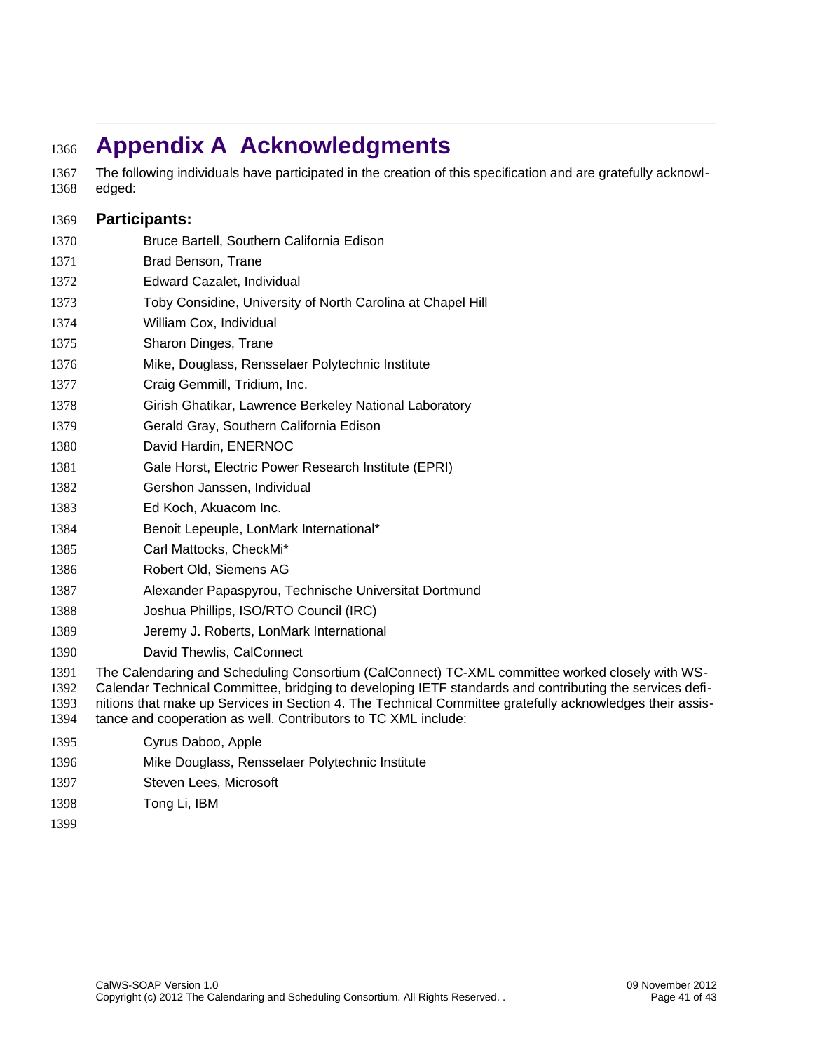# Appendix A Acknowledgments

The following individuals have participated in the creation of this specification and are gratefully acknowledged:

## Participants:

Bruce Bartell, Southern California Edison
Brad Benson, Trane
Edward Cazalet, Individual
Toby Considine, University of North Carolina at Chapel Hill
William Cox, Individual
Sharon Dinges, Trane
Mike, Douglass, Rensselaer Polytechnic Institute
Craig Gemmill, Tridium, Inc.
Girish Ghatikar, Lawrence Berkeley National Laboratory
Gerald Gray, Southern California Edison
David Hardin, ENERNOC
Gale Horst, Electric Power Research Institute (EPRI)
Gershon Janssen, Individual
Ed Koch, Akuacom Inc.
Benoit Lepeuple, LonMark International*
Carl Mattocks, CheckMi*
Robert Old, Siemens AG
Alexander Papaspyrou, Technische Universitat Dortmund
Joshua Phillips, ISO/RTO Council (IRC)
Jeremy J. Roberts, LonMark International
David Thewlis, CalConnect

The Calendaring and Scheduling Consortium (CalConnect) TC-XML committee worked closely with WS-Calendar Technical Committee, bridging to developing IETF standards and contributing the services definitions that make up Services in Section 4. The Technical Committee gratefully acknowledges their assistance and cooperation as well. Contributors to TC XML include:

Cyrus Daboo, Apple
Mike Douglass, Rensselaer Polytechnic Institute
Steven Lees, Microsoft
Tong Li, IBM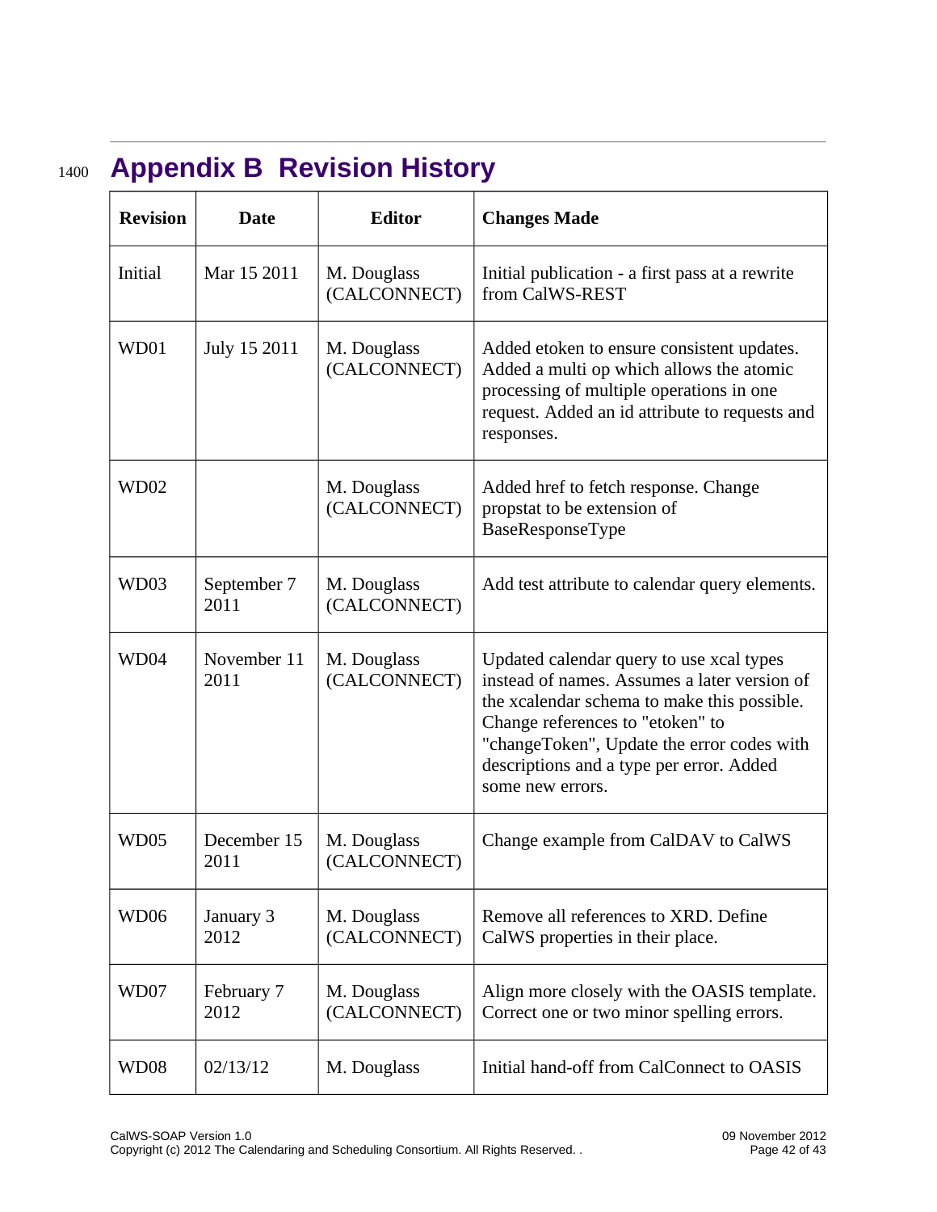# Appendix B Revision History

| Revision | Date | Editor | Changes Made |
|---|---|---|---|
| Initial | Mar 15 2011 | M. Douglass (CALCONNECT) | Initial publication - a first pass at a rewrite from CalWS-REST |
| WD01 | July 15 2011 | M. Douglass (CALCONNECT) | Added etoken to ensure consistent updates. Added a multi op which allows the atomic processing of multiple operations in one request. Added an id attribute to requests and responses. |
| WD02 | | M. Douglass (CALCONNECT) | Added href to fetch response. Change propstat to be extension of BaseResponseType |
| WD03 | September 7 2011 | M. Douglass (CALCONNECT) | Add test attribute to calendar query elements. |
| WD04 | November 11 2011 | M. Douglass (CALCONNECT) | Updated calendar query to use xcal types instead of names. Assumes a later version of the xcalendar schema to make this possible. Change references to "etoken" to "changeToken", Update the error codes with descriptions and a type per error. Added some new errors. |
| WD05 | December 15 2011 | M. Douglass (CALCONNECT) | Change example from CalDAV to CalWS |
| WD06 | January 3 2012 | M. Douglass (CALCONNECT) | Remove all references to XRD. Define CalWS properties in their place. |
| WD07 | February 7 2012 | M. Douglass (CALCONNECT) | Align more closely with the OASIS template. Correct one or two minor spelling errors. |
| WD08 | 02/13/12 | M. Douglass | Initial hand-off from CalConnect to OASIS |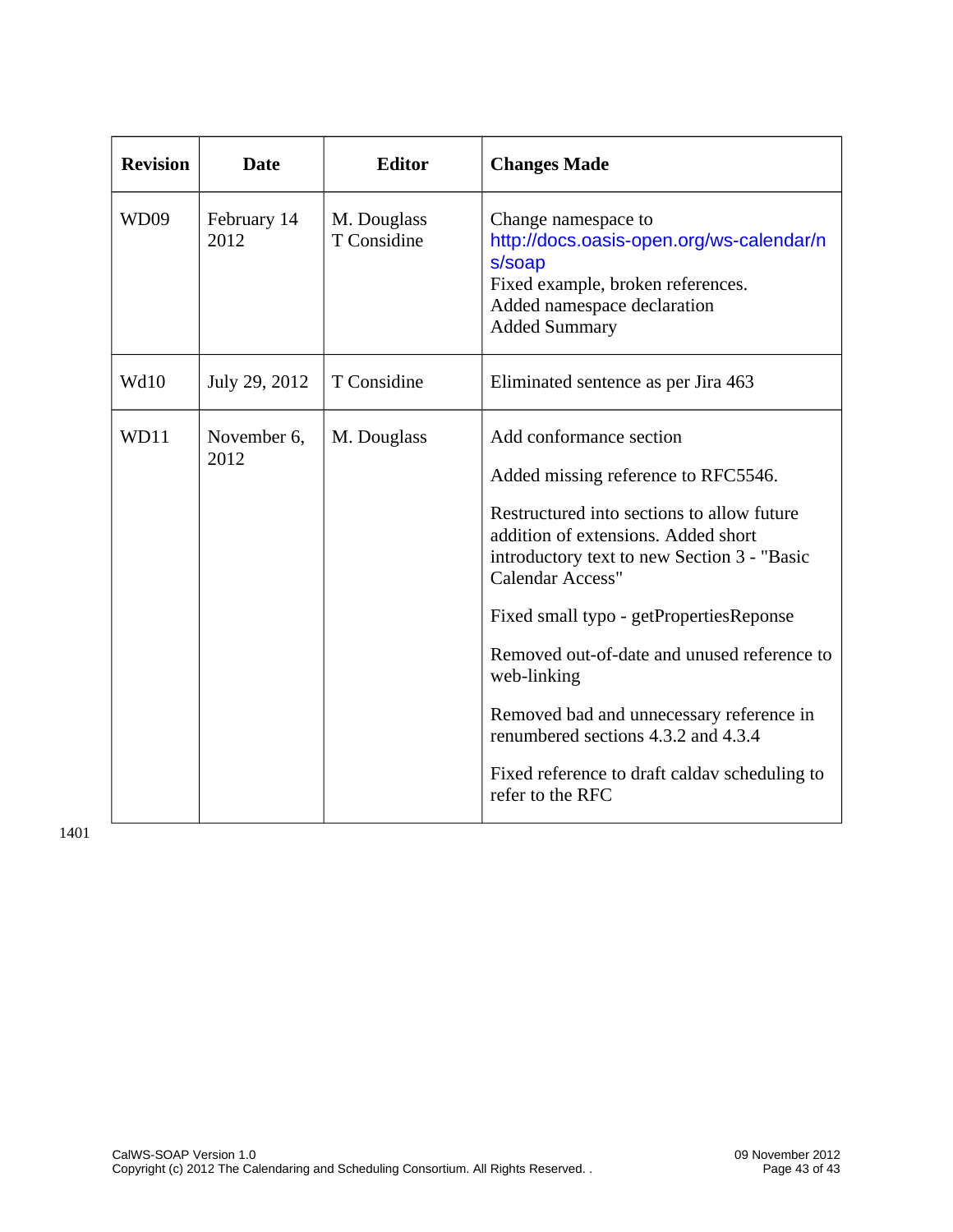| Revision | Date | Editor | Changes Made |
|---|---|---|---|
| WD09 | February 14 2012 | M. Douglass<br>T Considine | Change namespace to http://docs.oasis-open.org/ws-calendar/ns/soap<br>Fixed example, broken references.<br>Added namespace declaration<br>Added Summary |
| Wd10 | July 29, 2012 | T Considine | Eliminated sentence as per Jira 463 |
| WD11 | November 6, 2012 | M. Douglass | Add conformance section<br><br>Added missing reference to RFC5546.<br><br>Restructured into sections to allow future addition of extensions. Added short introductory text to new Section 3 - "Basic Calendar Access"<br><br>Fixed small typo - getPropertiesReponse<br><br>Removed out-of-date and unused reference to web-linking<br><br>Removed bad and unnecessary reference in renumbered sections 4.3.2 and 4.3.4<br><br>Fixed reference to draft caldav scheduling to refer to the RFC |

1401